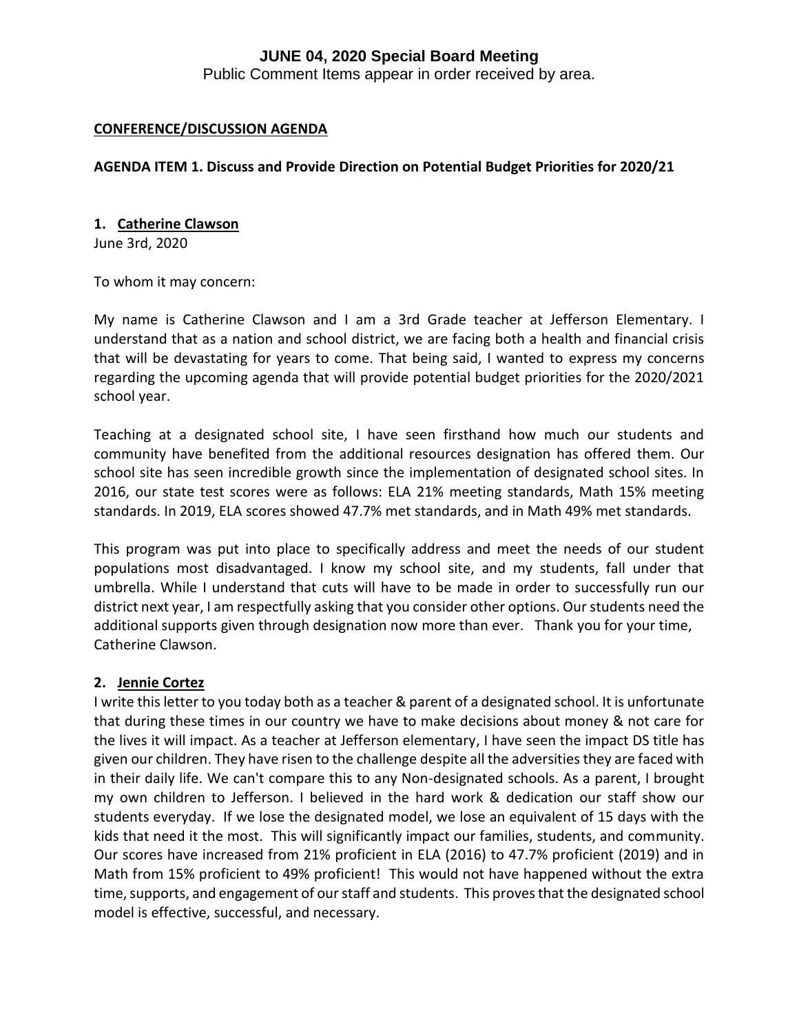# JUNE 04, 2020 Special Board Meeting

Public Comment Items appear in order received by area.

**CONFERENCE/DISCUSSION AGENDA**

**AGENDA ITEM 1. Discuss and Provide Direction on Potential Budget Priorities for 2020/21**

**1. Catherine Clawson**

June 3rd, 2020

To whom it may concern:

My name is Catherine Clawson and I am a 3rd Grade teacher at Jefferson Elementary. I understand that as a nation and school district, we are facing both a health and financial crisis that will be devastating for years to come. That being said, I wanted to express my concerns regarding the upcoming agenda that will provide potential budget priorities for the 2020/2021 school year.

Teaching at a designated school site, I have seen firsthand how much our students and community have benefited from the additional resources designation has offered them. Our school site has seen incredible growth since the implementation of designated school sites. In 2016, our state test scores were as follows: ELA 21% meeting standards, Math 15% meeting standards. In 2019, ELA scores showed 47.7% met standards, and in Math 49% met standards.

This program was put into place to specifically address and meet the needs of our student populations most disadvantaged. I know my school site, and my students, fall under that umbrella. While I understand that cuts will have to be made in order to successfully run our district next year, I am respectfully asking that you consider other options. Our students need the additional supports given through designation now more than ever. Thank you for your time, Catherine Clawson.

**2. Jennie Cortez**

I write this letter to you today both as a teacher & parent of a designated school. It is unfortunate that during these times in our country we have to make decisions about money & not care for the lives it will impact. As a teacher at Jefferson elementary, I have seen the impact DS title has given our children. They have risen to the challenge despite all the adversities they are faced with in their daily life. We can't compare this to any Non-designated schools. As a parent, I brought my own children to Jefferson. I believed in the hard work & dedication our staff show our students everyday. If we lose the designated model, we lose an equivalent of 15 days with the kids that need it the most. This will significantly impact our families, students, and community. Our scores have increased from 21% proficient in ELA (2016) to 47.7% proficient (2019) and in Math from 15% proficient to 49% proficient! This would not have happened without the extra time, supports, and engagement of our staff and students. This proves that the designated school model is effective, successful, and necessary.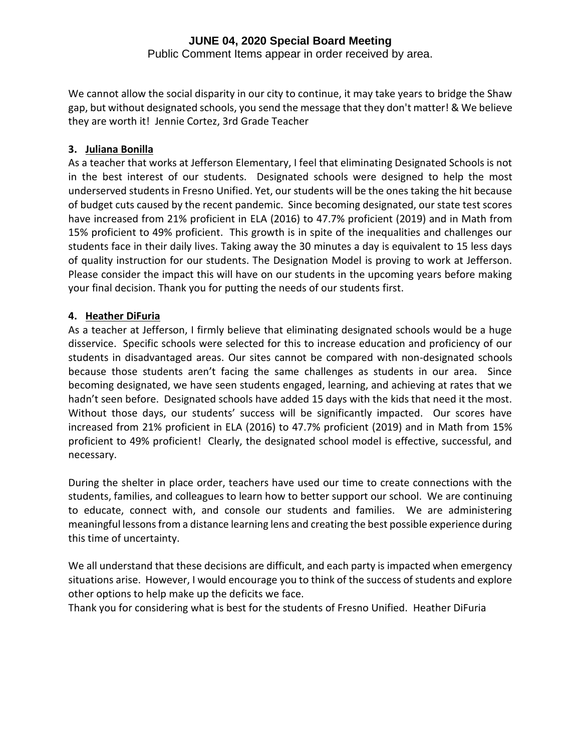We cannot allow the social disparity in our city to continue, it may take years to bridge the Shaw gap, but without designated schools, you send the message that they don't matter! & We believe they are worth it! Jennie Cortez, 3rd Grade Teacher

**3. Juliana Bonilla**

As a teacher that works at Jefferson Elementary, I feel that eliminating Designated Schools is not in the best interest of our students. Designated schools were designed to help the most underserved students in Fresno Unified. Yet, our students will be the ones taking the hit because of budget cuts caused by the recent pandemic. Since becoming designated, our state test scores have increased from 21% proficient in ELA (2016) to 47.7% proficient (2019) and in Math from 15% proficient to 49% proficient. This growth is in spite of the inequalities and challenges our students face in their daily lives. Taking away the 30 minutes a day is equivalent to 15 less days of quality instruction for our students. The Designation Model is proving to work at Jefferson. Please consider the impact this will have on our students in the upcoming years before making your final decision. Thank you for putting the needs of our students first.

**4. Heather DiFuria**

As a teacher at Jefferson, I firmly believe that eliminating designated schools would be a huge disservice. Specific schools were selected for this to increase education and proficiency of our students in disadvantaged areas. Our sites cannot be compared with non-designated schools because those students aren't facing the same challenges as students in our area. Since becoming designated, we have seen students engaged, learning, and achieving at rates that we hadn't seen before. Designated schools have added 15 days with the kids that need it the most. Without those days, our students' success will be significantly impacted. Our scores have increased from 21% proficient in ELA (2016) to 47.7% proficient (2019) and in Math from 15% proficient to 49% proficient! Clearly, the designated school model is effective, successful, and necessary.

During the shelter in place order, teachers have used our time to create connections with the students, families, and colleagues to learn how to better support our school. We are continuing to educate, connect with, and console our students and families. We are administering meaningful lessons from a distance learning lens and creating the best possible experience during this time of uncertainty.

We all understand that these decisions are difficult, and each party is impacted when emergency situations arise. However, I would encourage you to think of the success of students and explore other options to help make up the deficits we face.

Thank you for considering what is best for the students of Fresno Unified. Heather DiFuria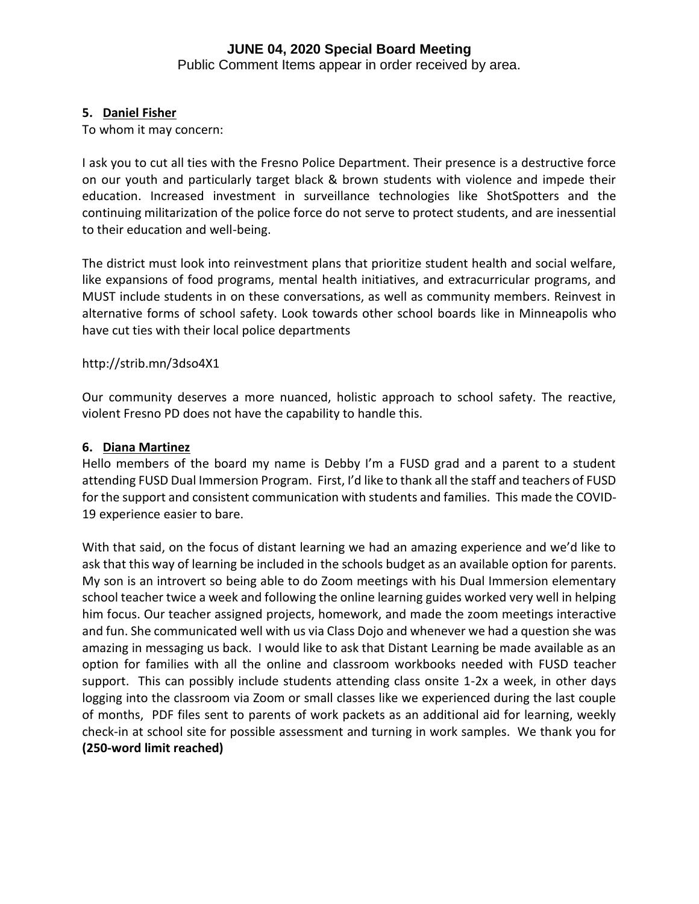# JUNE 04, 2020 Special Board Meeting

Public Comment Items appear in order received by area.

**5. Daniel Fisher**

To whom it may concern:

I ask you to cut all ties with the Fresno Police Department. Their presence is a destructive force on our youth and particularly target black & brown students with violence and impede their education. Increased investment in surveillance technologies like ShotSpotters and the continuing militarization of the police force do not serve to protect students, and are inessential to their education and well-being.

The district must look into reinvestment plans that prioritize student health and social welfare, like expansions of food programs, mental health initiatives, and extracurricular programs, and MUST include students in on these conversations, as well as community members. Reinvest in alternative forms of school safety. Look towards other school boards like in Minneapolis who have cut ties with their local police departments

http://strib.mn/3dso4X1

Our community deserves a more nuanced, holistic approach to school safety. The reactive, violent Fresno PD does not have the capability to handle this.

**6. Diana Martinez**

Hello members of the board my name is Debby I'm a FUSD grad and a parent to a student attending FUSD Dual Immersion Program. First, I'd like to thank all the staff and teachers of FUSD for the support and consistent communication with students and families. This made the COVID-19 experience easier to bare.

With that said, on the focus of distant learning we had an amazing experience and we'd like to ask that this way of learning be included in the schools budget as an available option for parents. My son is an introvert so being able to do Zoom meetings with his Dual Immersion elementary school teacher twice a week and following the online learning guides worked very well in helping him focus. Our teacher assigned projects, homework, and made the zoom meetings interactive and fun. She communicated well with us via Class Dojo and whenever we had a question she was amazing in messaging us back. I would like to ask that Distant Learning be made available as an option for families with all the online and classroom workbooks needed with FUSD teacher support. This can possibly include students attending class onsite 1-2x a week, in other days logging into the classroom via Zoom or small classes like we experienced during the last couple of months, PDF files sent to parents of work packets as an additional aid for learning, weekly check-in at school site for possible assessment and turning in work samples. We thank you for **(250-word limit reached)**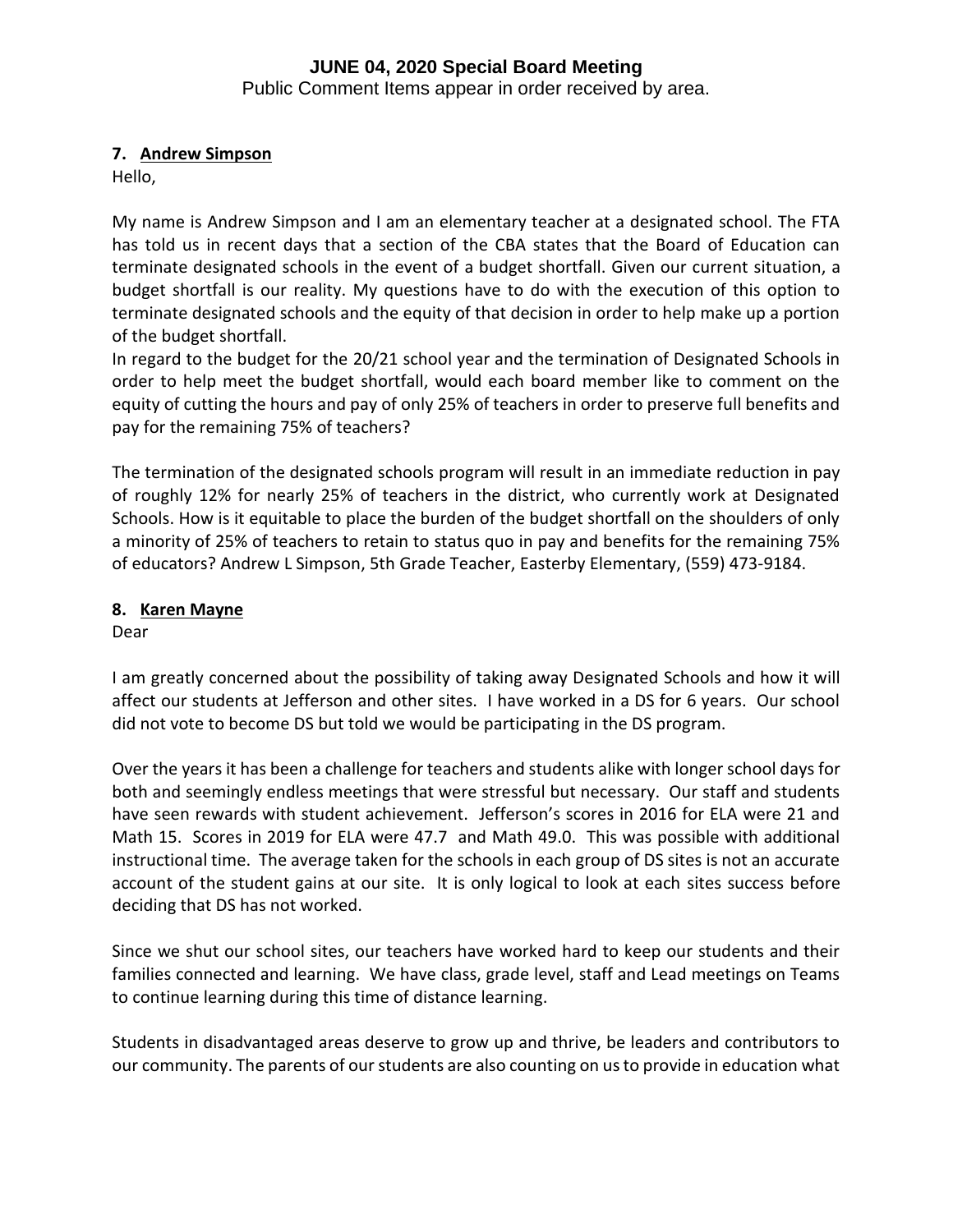**7. Andrew Simpson**

Hello,

My name is Andrew Simpson and I am an elementary teacher at a designated school. The FTA has told us in recent days that a section of the CBA states that the Board of Education can terminate designated schools in the event of a budget shortfall. Given our current situation, a budget shortfall is our reality. My questions have to do with the execution of this option to terminate designated schools and the equity of that decision in order to help make up a portion of the budget shortfall.

In regard to the budget for the 20/21 school year and the termination of Designated Schools in order to help meet the budget shortfall, would each board member like to comment on the equity of cutting the hours and pay of only 25% of teachers in order to preserve full benefits and pay for the remaining 75% of teachers?

The termination of the designated schools program will result in an immediate reduction in pay of roughly 12% for nearly 25% of teachers in the district, who currently work at Designated Schools. How is it equitable to place the burden of the budget shortfall on the shoulders of only a minority of 25% of teachers to retain to status quo in pay and benefits for the remaining 75% of educators? Andrew L Simpson, 5th Grade Teacher, Easterby Elementary, (559) 473-9184.

**8. Karen Mayne**

Dear

I am greatly concerned about the possibility of taking away Designated Schools and how it will affect our students at Jefferson and other sites. I have worked in a DS for 6 years. Our school did not vote to become DS but told we would be participating in the DS program.

Over the years it has been a challenge for teachers and students alike with longer school days for both and seemingly endless meetings that were stressful but necessary. Our staff and students have seen rewards with student achievement. Jefferson's scores in 2016 for ELA were 21 and Math 15. Scores in 2019 for ELA were 47.7 and Math 49.0. This was possible with additional instructional time. The average taken for the schools in each group of DS sites is not an accurate account of the student gains at our site. It is only logical to look at each sites success before deciding that DS has not worked.

Since we shut our school sites, our teachers have worked hard to keep our students and their families connected and learning. We have class, grade level, staff and Lead meetings on Teams to continue learning during this time of distance learning.

Students in disadvantaged areas deserve to grow up and thrive, be leaders and contributors to our community. The parents of our students are also counting on us to provide in education what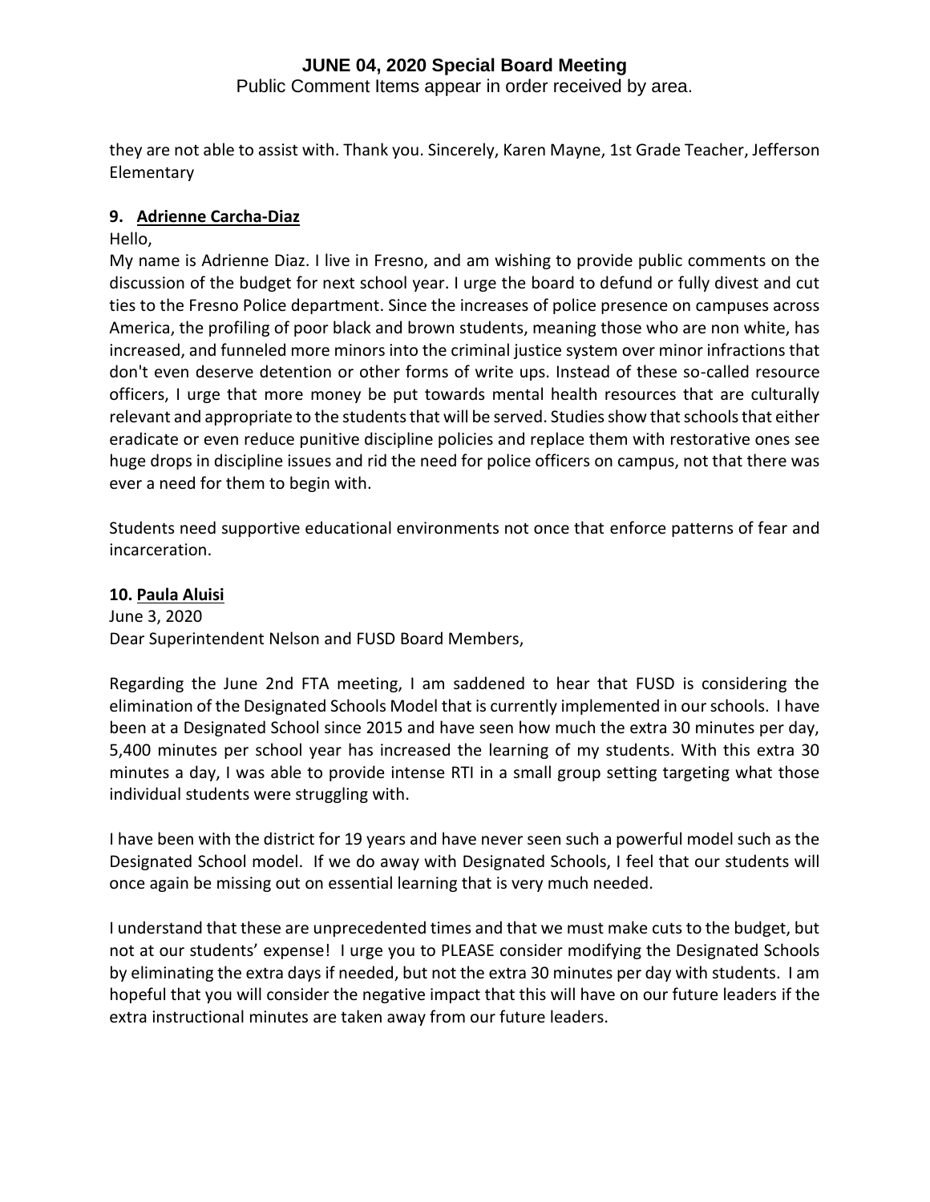they are not able to assist with. Thank you. Sincerely, Karen Mayne, 1st Grade Teacher, Jefferson Elementary

**9. Adrienne Carcha-Diaz**

Hello,

My name is Adrienne Diaz. I live in Fresno, and am wishing to provide public comments on the discussion of the budget for next school year. I urge the board to defund or fully divest and cut ties to the Fresno Police department. Since the increases of police presence on campuses across America, the profiling of poor black and brown students, meaning those who are non white, has increased, and funneled more minors into the criminal justice system over minor infractions that don't even deserve detention or other forms of write ups. Instead of these so-called resource officers, I urge that more money be put towards mental health resources that are culturally relevant and appropriate to the students that will be served. Studies show that schools that either eradicate or even reduce punitive discipline policies and replace them with restorative ones see huge drops in discipline issues and rid the need for police officers on campus, not that there was ever a need for them to begin with.

Students need supportive educational environments not once that enforce patterns of fear and incarceration.

**10. Paula Aluisi**

June 3, 2020

Dear Superintendent Nelson and FUSD Board Members,

Regarding the June 2nd FTA meeting, I am saddened to hear that FUSD is considering the elimination of the Designated Schools Model that is currently implemented in our schools. I have been at a Designated School since 2015 and have seen how much the extra 30 minutes per day, 5,400 minutes per school year has increased the learning of my students. With this extra 30 minutes a day, I was able to provide intense RTI in a small group setting targeting what those individual students were struggling with.

I have been with the district for 19 years and have never seen such a powerful model such as the Designated School model. If we do away with Designated Schools, I feel that our students will once again be missing out on essential learning that is very much needed.

I understand that these are unprecedented times and that we must make cuts to the budget, but not at our students' expense! I urge you to PLEASE consider modifying the Designated Schools by eliminating the extra days if needed, but not the extra 30 minutes per day with students. I am hopeful that you will consider the negative impact that this will have on our future leaders if the extra instructional minutes are taken away from our future leaders.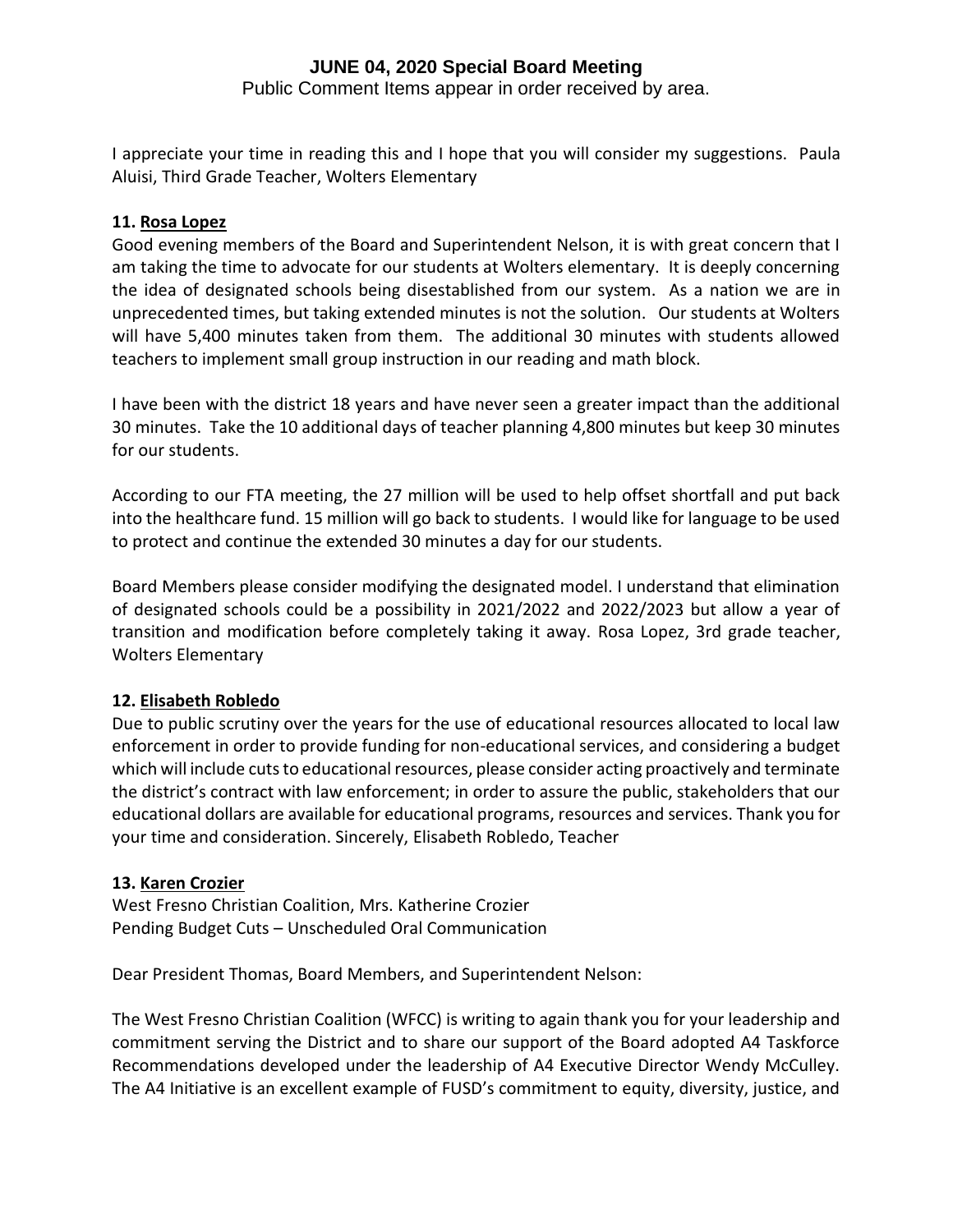I appreciate your time in reading this and I hope that you will consider my suggestions. Paula Aluisi, Third Grade Teacher, Wolters Elementary

**11. Rosa Lopez**

Good evening members of the Board and Superintendent Nelson, it is with great concern that I am taking the time to advocate for our students at Wolters elementary. It is deeply concerning the idea of designated schools being disestablished from our system. As a nation we are in unprecedented times, but taking extended minutes is not the solution. Our students at Wolters will have 5,400 minutes taken from them. The additional 30 minutes with students allowed teachers to implement small group instruction in our reading and math block.

I have been with the district 18 years and have never seen a greater impact than the additional 30 minutes. Take the 10 additional days of teacher planning 4,800 minutes but keep 30 minutes for our students.

According to our FTA meeting, the 27 million will be used to help offset shortfall and put back into the healthcare fund. 15 million will go back to students. I would like for language to be used to protect and continue the extended 30 minutes a day for our students.

Board Members please consider modifying the designated model. I understand that elimination of designated schools could be a possibility in 2021/2022 and 2022/2023 but allow a year of transition and modification before completely taking it away. Rosa Lopez, 3rd grade teacher, Wolters Elementary

**12. Elisabeth Robledo**

Due to public scrutiny over the years for the use of educational resources allocated to local law enforcement in order to provide funding for non-educational services, and considering a budget which will include cuts to educational resources, please consider acting proactively and terminate the district's contract with law enforcement; in order to assure the public, stakeholders that our educational dollars are available for educational programs, resources and services. Thank you for your time and consideration. Sincerely, Elisabeth Robledo, Teacher

**13. Karen Crozier**

West Fresno Christian Coalition, Mrs. Katherine Crozier
Pending Budget Cuts – Unscheduled Oral Communication

Dear President Thomas, Board Members, and Superintendent Nelson:

The West Fresno Christian Coalition (WFCC) is writing to again thank you for your leadership and commitment serving the District and to share our support of the Board adopted A4 Taskforce Recommendations developed under the leadership of A4 Executive Director Wendy McCulley. The A4 Initiative is an excellent example of FUSD's commitment to equity, diversity, justice, and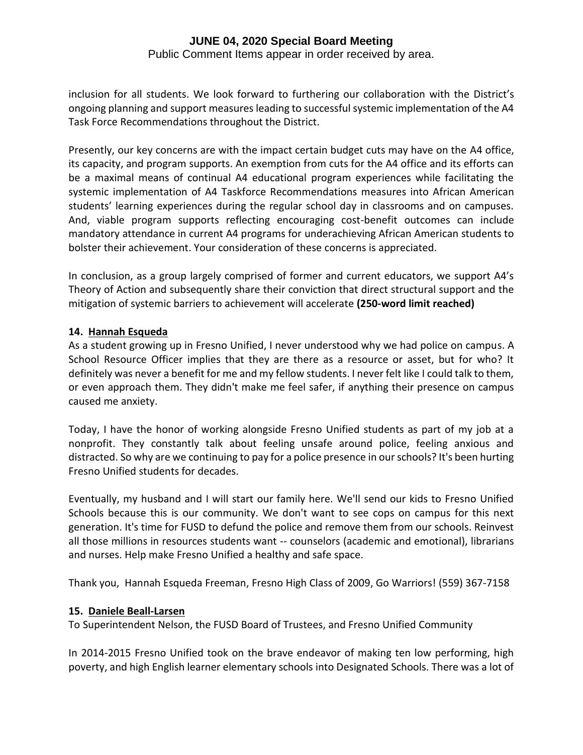inclusion for all students. We look forward to furthering our collaboration with the District's ongoing planning and support measures leading to successful systemic implementation of the A4 Task Force Recommendations throughout the District.

Presently, our key concerns are with the impact certain budget cuts may have on the A4 office, its capacity, and program supports. An exemption from cuts for the A4 office and its efforts can be a maximal means of continual A4 educational program experiences while facilitating the systemic implementation of A4 Taskforce Recommendations measures into African American students' learning experiences during the regular school day in classrooms and on campuses. And, viable program supports reflecting encouraging cost-benefit outcomes can include mandatory attendance in current A4 programs for underachieving African American students to bolster their achievement. Your consideration of these concerns is appreciated.

In conclusion, as a group largely comprised of former and current educators, we support A4's Theory of Action and subsequently share their conviction that direct structural support and the mitigation of systemic barriers to achievement will accelerate **(250-word limit reached)**

**14. Hannah Esqueda**

As a student growing up in Fresno Unified, I never understood why we had police on campus. A School Resource Officer implies that they are there as a resource or asset, but for who? It definitely was never a benefit for me and my fellow students. I never felt like I could talk to them, or even approach them. They didn't make me feel safer, if anything their presence on campus caused me anxiety.

Today, I have the honor of working alongside Fresno Unified students as part of my job at a nonprofit. They constantly talk about feeling unsafe around police, feeling anxious and distracted. So why are we continuing to pay for a police presence in our schools? It's been hurting Fresno Unified students for decades.

Eventually, my husband and I will start our family here. We'll send our kids to Fresno Unified Schools because this is our community. We don't want to see cops on campus for this next generation. It's time for FUSD to defund the police and remove them from our schools. Reinvest all those millions in resources students want -- counselors (academic and emotional), librarians and nurses. Help make Fresno Unified a healthy and safe space.

Thank you, Hannah Esqueda Freeman, Fresno High Class of 2009, Go Warriors! (559) 367-7158

**15. Daniele Beall-Larsen**

To Superintendent Nelson, the FUSD Board of Trustees, and Fresno Unified Community

In 2014-2015 Fresno Unified took on the brave endeavor of making ten low performing, high poverty, and high English learner elementary schools into Designated Schools. There was a lot of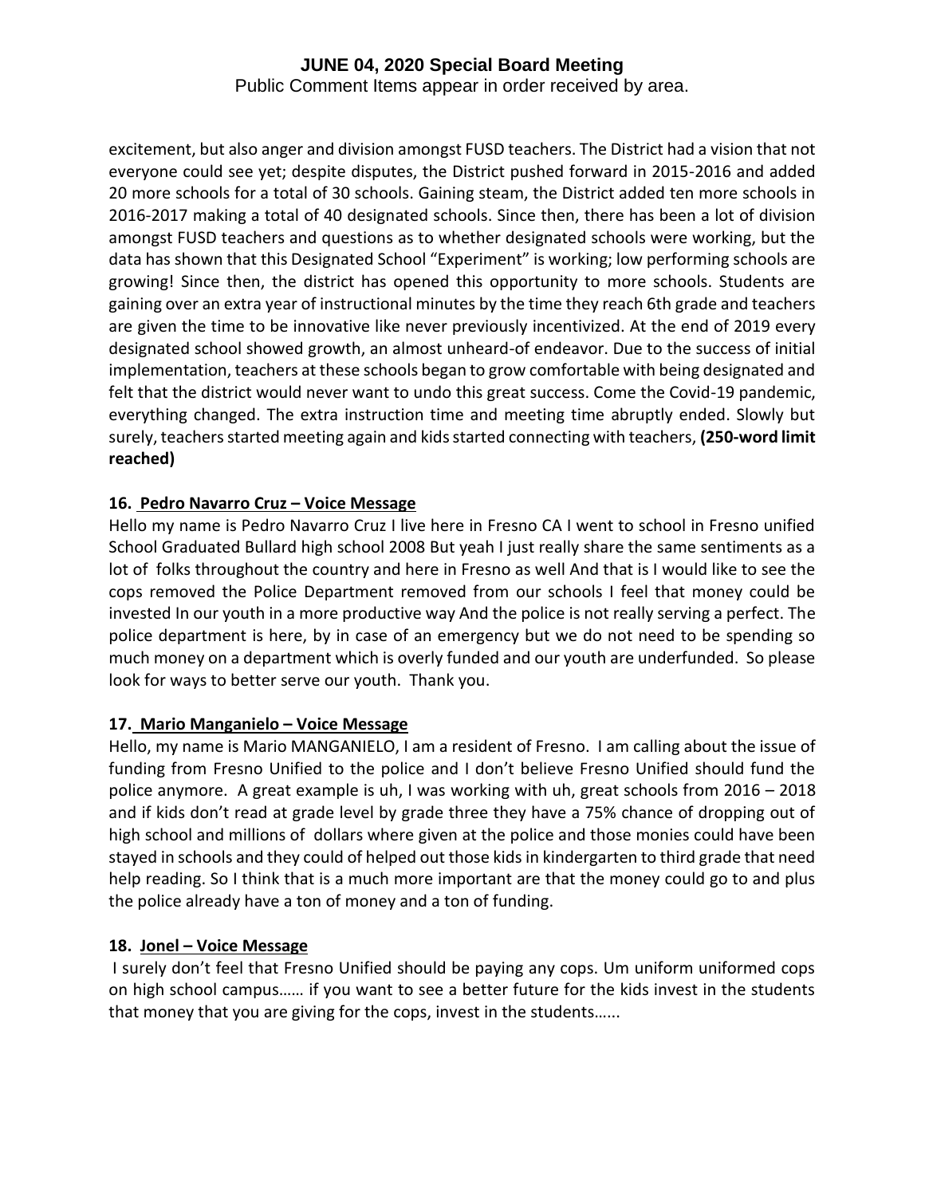excitement, but also anger and division amongst FUSD teachers. The District had a vision that not everyone could see yet; despite disputes, the District pushed forward in 2015-2016 and added 20 more schools for a total of 30 schools. Gaining steam, the District added ten more schools in 2016-2017 making a total of 40 designated schools. Since then, there has been a lot of division amongst FUSD teachers and questions as to whether designated schools were working, but the data has shown that this Designated School "Experiment" is working; low performing schools are growing! Since then, the district has opened this opportunity to more schools. Students are gaining over an extra year of instructional minutes by the time they reach 6th grade and teachers are given the time to be innovative like never previously incentivized. At the end of 2019 every designated school showed growth, an almost unheard-of endeavor. Due to the success of initial implementation, teachers at these schools began to grow comfortable with being designated and felt that the district would never want to undo this great success. Come the Covid-19 pandemic, everything changed. The extra instruction time and meeting time abruptly ended. Slowly but surely, teachers started meeting again and kids started connecting with teachers, **(250-word limit reached)**

**16. Pedro Navarro Cruz – Voice Message**

Hello my name is Pedro Navarro Cruz I live here in Fresno CA I went to school in Fresno unified School Graduated Bullard high school 2008 But yeah I just really share the same sentiments as a lot of folks throughout the country and here in Fresno as well And that is I would like to see the cops removed the Police Department removed from our schools I feel that money could be invested In our youth in a more productive way And the police is not really serving a perfect. The police department is here, by in case of an emergency but we do not need to be spending so much money on a department which is overly funded and our youth are underfunded. So please look for ways to better serve our youth. Thank you.

**17. Mario Manganielo – Voice Message**

Hello, my name is Mario MANGANIELO, I am a resident of Fresno. I am calling about the issue of funding from Fresno Unified to the police and I don't believe Fresno Unified should fund the police anymore. A great example is uh, I was working with uh, great schools from 2016 – 2018 and if kids don't read at grade level by grade three they have a 75% chance of dropping out of high school and millions of dollars where given at the police and those monies could have been stayed in schools and they could of helped out those kids in kindergarten to third grade that need help reading. So I think that is a much more important are that the money could go to and plus the police already have a ton of money and a ton of funding.

**18. Jonel – Voice Message**

I surely don't feel that Fresno Unified should be paying any cops. Um uniform uniformed cops on high school campus…… if you want to see a better future for the kids invest in the students that money that you are giving for the cops, invest in the students…...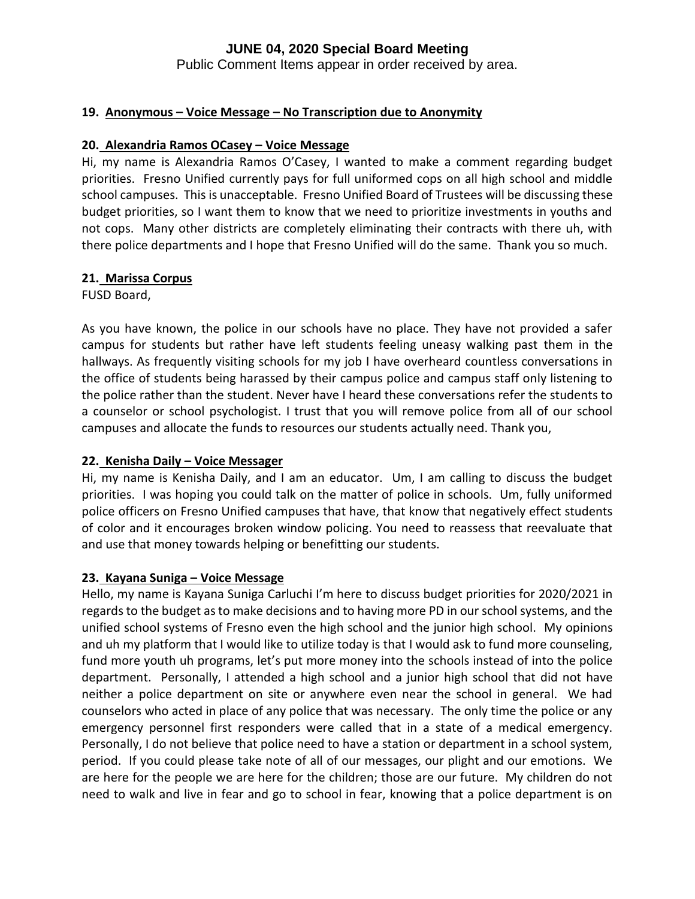# JUNE 04, 2020 Special Board Meeting

Public Comment Items appear in order received by area.

**19. Anonymous – Voice Message – No Transcription due to Anonymity**

**20. Alexandria Ramos OCasey – Voice Message**

Hi, my name is Alexandria Ramos O'Casey, I wanted to make a comment regarding budget priorities. Fresno Unified currently pays for full uniformed cops on all high school and middle school campuses. This is unacceptable. Fresno Unified Board of Trustees will be discussing these budget priorities, so I want them to know that we need to prioritize investments in youths and not cops. Many other districts are completely eliminating their contracts with there uh, with there police departments and I hope that Fresno Unified will do the same. Thank you so much.

**21. Marissa Corpus**

FUSD Board,

As you have known, the police in our schools have no place. They have not provided a safer campus for students but rather have left students feeling uneasy walking past them in the hallways. As frequently visiting schools for my job I have overheard countless conversations in the office of students being harassed by their campus police and campus staff only listening to the police rather than the student. Never have I heard these conversations refer the students to a counselor or school psychologist. I trust that you will remove police from all of our school campuses and allocate the funds to resources our students actually need. Thank you,

**22. Kenisha Daily – Voice Messager**

Hi, my name is Kenisha Daily, and I am an educator. Um, I am calling to discuss the budget priorities. I was hoping you could talk on the matter of police in schools. Um, fully uniformed police officers on Fresno Unified campuses that have, that know that negatively effect students of color and it encourages broken window policing. You need to reassess that reevaluate that and use that money towards helping or benefitting our students.

**23. Kayana Suniga – Voice Message**

Hello, my name is Kayana Suniga Carluchi I'm here to discuss budget priorities for 2020/2021 in regards to the budget as to make decisions and to having more PD in our school systems, and the unified school systems of Fresno even the high school and the junior high school. My opinions and uh my platform that I would like to utilize today is that I would ask to fund more counseling, fund more youth uh programs, let's put more money into the schools instead of into the police department. Personally, I attended a high school and a junior high school that did not have neither a police department on site or anywhere even near the school in general. We had counselors who acted in place of any police that was necessary. The only time the police or any emergency personnel first responders were called that in a state of a medical emergency. Personally, I do not believe that police need to have a station or department in a school system, period. If you could please take note of all of our messages, our plight and our emotions. We are here for the people we are here for the children; those are our future. My children do not need to walk and live in fear and go to school in fear, knowing that a police department is on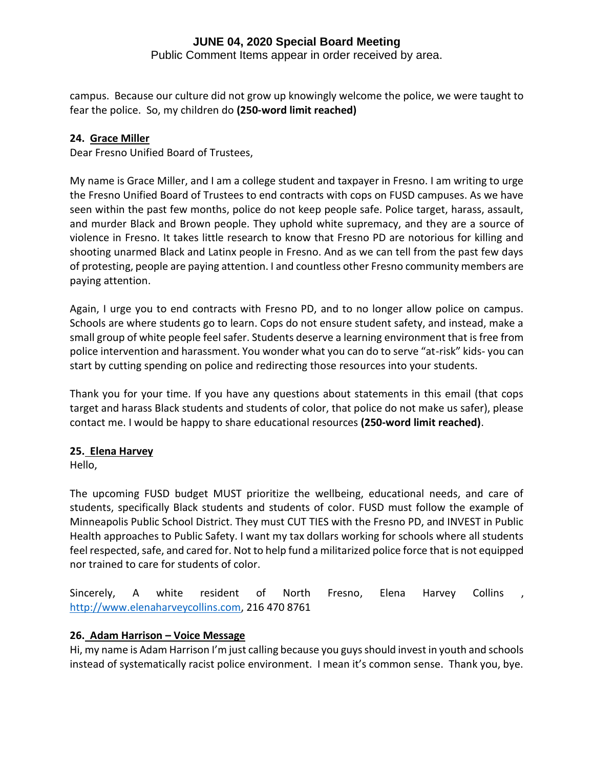campus. Because our culture did not grow up knowingly welcome the police, we were taught to fear the police. So, my children do **(250-word limit reached)**

**24. Grace Miller**

Dear Fresno Unified Board of Trustees,

My name is Grace Miller, and I am a college student and taxpayer in Fresno. I am writing to urge the Fresno Unified Board of Trustees to end contracts with cops on FUSD campuses. As we have seen within the past few months, police do not keep people safe. Police target, harass, assault, and murder Black and Brown people. They uphold white supremacy, and they are a source of violence in Fresno. It takes little research to know that Fresno PD are notorious for killing and shooting unarmed Black and Latinx people in Fresno. And as we can tell from the past few days of protesting, people are paying attention. I and countless other Fresno community members are paying attention.

Again, I urge you to end contracts with Fresno PD, and to no longer allow police on campus. Schools are where students go to learn. Cops do not ensure student safety, and instead, make a small group of white people feel safer. Students deserve a learning environment that is free from police intervention and harassment. You wonder what you can do to serve "at-risk" kids- you can start by cutting spending on police and redirecting those resources into your students.

Thank you for your time. If you have any questions about statements in this email (that cops target and harass Black students and students of color, that police do not make us safer), please contact me. I would be happy to share educational resources **(250-word limit reached)**.

**25. Elena Harvey**

Hello,

The upcoming FUSD budget MUST prioritize the wellbeing, educational needs, and care of students, specifically Black students and students of color. FUSD must follow the example of Minneapolis Public School District. They must CUT TIES with the Fresno PD, and INVEST in Public Health approaches to Public Safety. I want my tax dollars working for schools where all students feel respected, safe, and cared for. Not to help fund a militarized police force that is not equipped nor trained to care for students of color.

Sincerely, A white resident of North Fresno, Elena Harvey Collins , http://www.elenaharveycollins.com, 216 470 8761

**26. Adam Harrison – Voice Message**

Hi, my name is Adam Harrison I'm just calling because you guys should invest in youth and schools instead of systematically racist police environment. I mean it's common sense. Thank you, bye.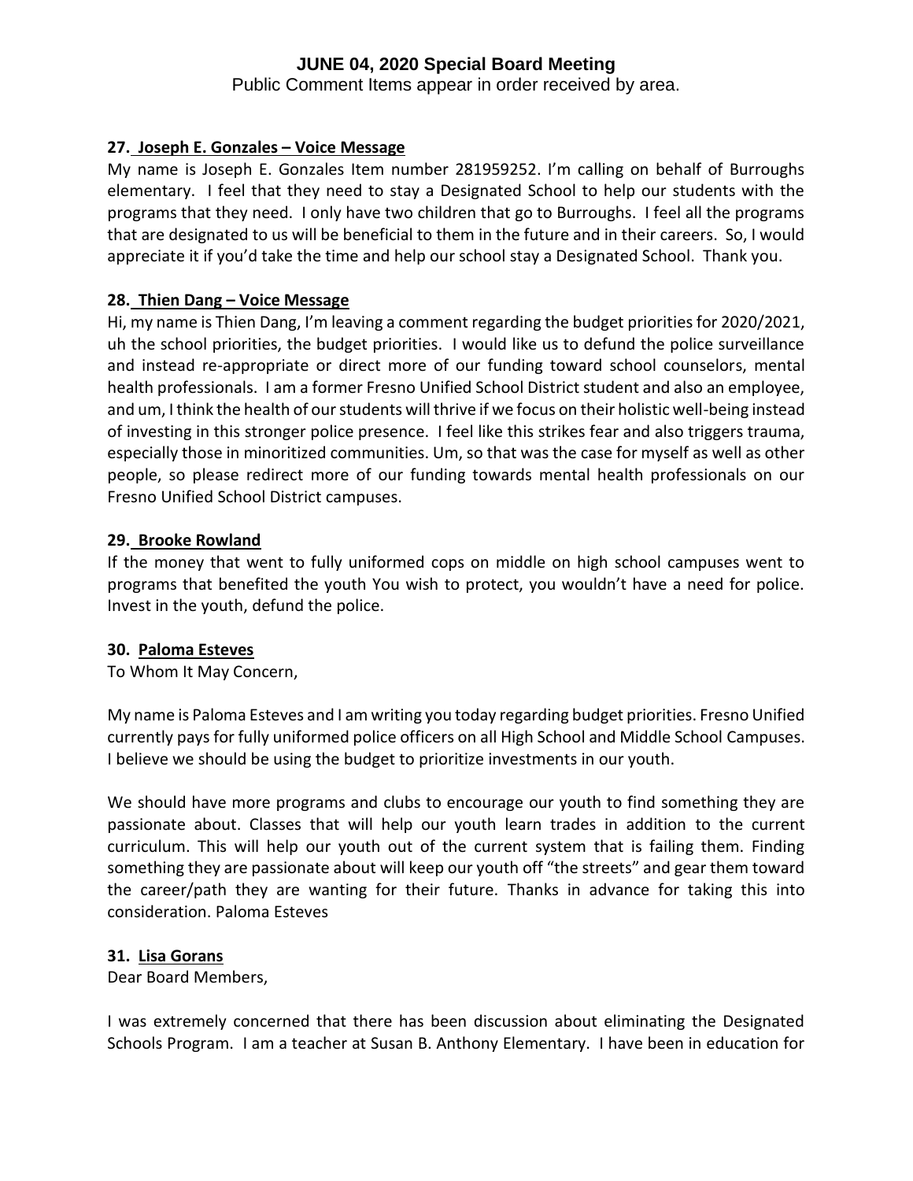# JUNE 04, 2020 Special Board Meeting

Public Comment Items appear in order received by area.

**27. Joseph E. Gonzales – Voice Message**

My name is Joseph E. Gonzales Item number 281959252. I'm calling on behalf of Burroughs elementary. I feel that they need to stay a Designated School to help our students with the programs that they need. I only have two children that go to Burroughs. I feel all the programs that are designated to us will be beneficial to them in the future and in their careers. So, I would appreciate it if you'd take the time and help our school stay a Designated School. Thank you.

**28. Thien Dang – Voice Message**

Hi, my name is Thien Dang, I'm leaving a comment regarding the budget priorities for 2020/2021, uh the school priorities, the budget priorities. I would like us to defund the police surveillance and instead re-appropriate or direct more of our funding toward school counselors, mental health professionals. I am a former Fresno Unified School District student and also an employee, and um, I think the health of our students will thrive if we focus on their holistic well-being instead of investing in this stronger police presence. I feel like this strikes fear and also triggers trauma, especially those in minoritized communities. Um, so that was the case for myself as well as other people, so please redirect more of our funding towards mental health professionals on our Fresno Unified School District campuses.

**29. Brooke Rowland**

If the money that went to fully uniformed cops on middle on high school campuses went to programs that benefited the youth You wish to protect, you wouldn't have a need for police. Invest in the youth, defund the police.

**30. Paloma Esteves**

To Whom It May Concern,

My name is Paloma Esteves and I am writing you today regarding budget priorities. Fresno Unified currently pays for fully uniformed police officers on all High School and Middle School Campuses. I believe we should be using the budget to prioritize investments in our youth.

We should have more programs and clubs to encourage our youth to find something they are passionate about. Classes that will help our youth learn trades in addition to the current curriculum. This will help our youth out of the current system that is failing them. Finding something they are passionate about will keep our youth off "the streets" and gear them toward the career/path they are wanting for their future. Thanks in advance for taking this into consideration. Paloma Esteves

**31. Lisa Gorans**

Dear Board Members,

I was extremely concerned that there has been discussion about eliminating the Designated Schools Program. I am a teacher at Susan B. Anthony Elementary. I have been in education for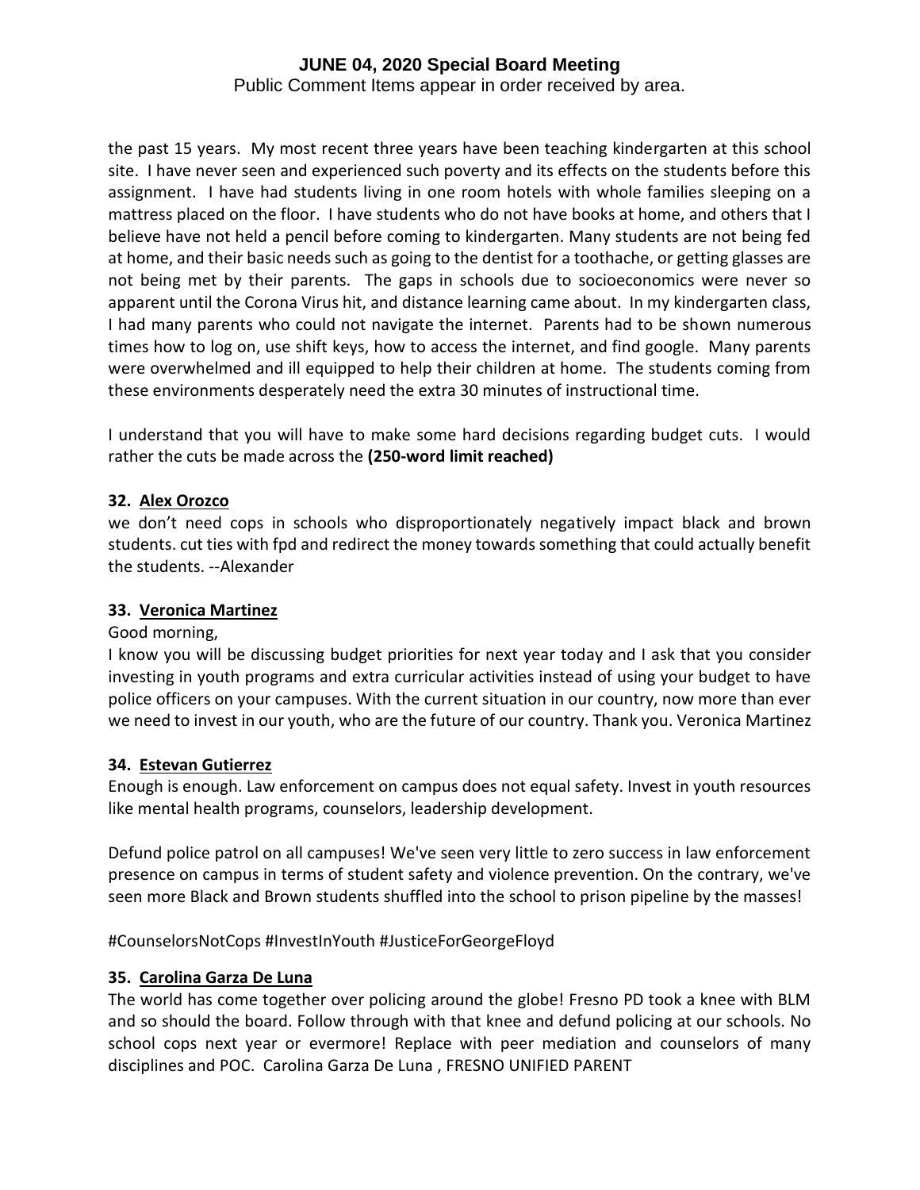the past 15 years. My most recent three years have been teaching kindergarten at this school site. I have never seen and experienced such poverty and its effects on the students before this assignment. I have had students living in one room hotels with whole families sleeping on a mattress placed on the floor. I have students who do not have books at home, and others that I believe have not held a pencil before coming to kindergarten. Many students are not being fed at home, and their basic needs such as going to the dentist for a toothache, or getting glasses are not being met by their parents. The gaps in schools due to socioeconomics were never so apparent until the Corona Virus hit, and distance learning came about. In my kindergarten class, I had many parents who could not navigate the internet. Parents had to be shown numerous times how to log on, use shift keys, how to access the internet, and find google. Many parents were overwhelmed and ill equipped to help their children at home. The students coming from these environments desperately need the extra 30 minutes of instructional time.

I understand that you will have to make some hard decisions regarding budget cuts. I would rather the cuts be made across the **(250-word limit reached)**

**32. Alex Orozco**

we don't need cops in schools who disproportionately negatively impact black and brown students. cut ties with fpd and redirect the money towards something that could actually benefit the students. --Alexander

**33. Veronica Martinez**

Good morning,

I know you will be discussing budget priorities for next year today and I ask that you consider investing in youth programs and extra curricular activities instead of using your budget to have police officers on your campuses. With the current situation in our country, now more than ever we need to invest in our youth, who are the future of our country. Thank you. Veronica Martinez

**34. Estevan Gutierrez**

Enough is enough. Law enforcement on campus does not equal safety. Invest in youth resources like mental health programs, counselors, leadership development.

Defund police patrol on all campuses! We've seen very little to zero success in law enforcement presence on campus in terms of student safety and violence prevention. On the contrary, we've seen more Black and Brown students shuffled into the school to prison pipeline by the masses!

#CounselorsNotCops #InvestInYouth #JusticeForGeorgeFloyd

**35. Carolina Garza De Luna**

The world has come together over policing around the globe! Fresno PD took a knee with BLM and so should the board. Follow through with that knee and defund policing at our schools. No school cops next year or evermore! Replace with peer mediation and counselors of many disciplines and POC. Carolina Garza De Luna , FRESNO UNIFIED PARENT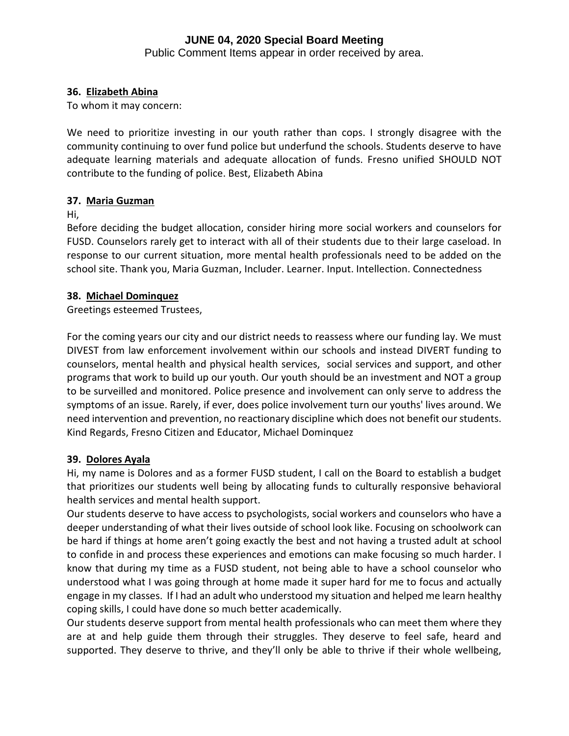**36. Elizabeth Abina**

To whom it may concern:

We need to prioritize investing in our youth rather than cops. I strongly disagree with the community continuing to over fund police but underfund the schools. Students deserve to have adequate learning materials and adequate allocation of funds. Fresno unified SHOULD NOT contribute to the funding of police. Best, Elizabeth Abina

**37. Maria Guzman**

Hi,

Before deciding the budget allocation, consider hiring more social workers and counselors for FUSD. Counselors rarely get to interact with all of their students due to their large caseload. In response to our current situation, more mental health professionals need to be added on the school site. Thank you, Maria Guzman, Includer. Learner. Input. Intellection. Connectedness

**38. Michael Dominquez**

Greetings esteemed Trustees,

For the coming years our city and our district needs to reassess where our funding lay. We must DIVEST from law enforcement involvement within our schools and instead DIVERT funding to counselors, mental health and physical health services, social services and support, and other programs that work to build up our youth. Our youth should be an investment and NOT a group to be surveilled and monitored. Police presence and involvement can only serve to address the symptoms of an issue. Rarely, if ever, does police involvement turn our youths' lives around. We need intervention and prevention, no reactionary discipline which does not benefit our students. Kind Regards, Fresno Citizen and Educator, Michael Dominquez

**39. Dolores Ayala**

Hi, my name is Dolores and as a former FUSD student, I call on the Board to establish a budget that prioritizes our students well being by allocating funds to culturally responsive behavioral health services and mental health support.

Our students deserve to have access to psychologists, social workers and counselors who have a deeper understanding of what their lives outside of school look like. Focusing on schoolwork can be hard if things at home aren't going exactly the best and not having a trusted adult at school to confide in and process these experiences and emotions can make focusing so much harder. I know that during my time as a FUSD student, not being able to have a school counselor who understood what I was going through at home made it super hard for me to focus and actually engage in my classes. If I had an adult who understood my situation and helped me learn healthy coping skills, I could have done so much better academically.

Our students deserve support from mental health professionals who can meet them where they are at and help guide them through their struggles. They deserve to feel safe, heard and supported. They deserve to thrive, and they'll only be able to thrive if their whole wellbeing,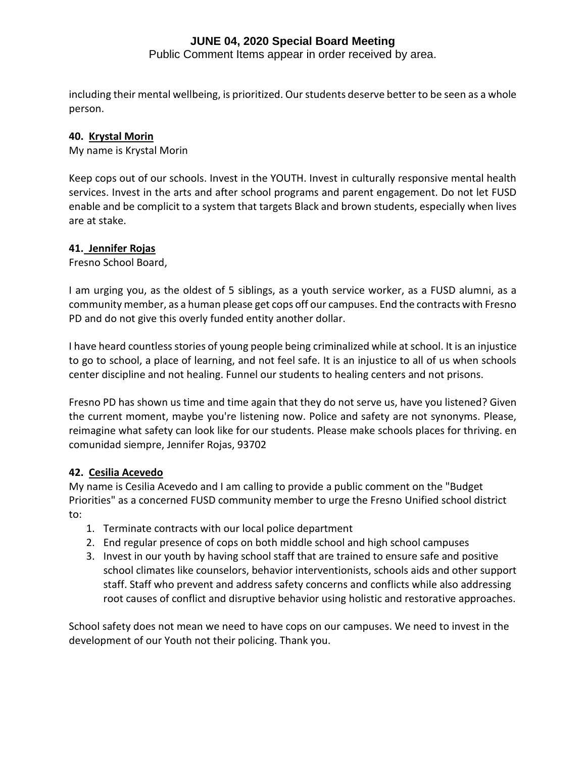including their mental wellbeing, is prioritized. Our students deserve better to be seen as a whole person.

**40. Krystal Morin**

My name is Krystal Morin

Keep cops out of our schools. Invest in the YOUTH. Invest in culturally responsive mental health services. Invest in the arts and after school programs and parent engagement. Do not let FUSD enable and be complicit to a system that targets Black and brown students, especially when lives are at stake.

**41. Jennifer Rojas**

Fresno School Board,

I am urging you, as the oldest of 5 siblings, as a youth service worker, as a FUSD alumni, as a community member, as a human please get cops off our campuses. End the contracts with Fresno PD and do not give this overly funded entity another dollar.

I have heard countless stories of young people being criminalized while at school. It is an injustice to go to school, a place of learning, and not feel safe. It is an injustice to all of us when schools center discipline and not healing. Funnel our students to healing centers and not prisons.

Fresno PD has shown us time and time again that they do not serve us, have you listened? Given the current moment, maybe you're listening now. Police and safety are not synonyms. Please, reimagine what safety can look like for our students. Please make schools places for thriving. en comunidad siempre, Jennifer Rojas, 93702

**42. Cesilia Acevedo**

My name is Cesilia Acevedo and I am calling to provide a public comment on the "Budget Priorities" as a concerned FUSD community member to urge the Fresno Unified school district to:

1. Terminate contracts with our local police department
2. End regular presence of cops on both middle school and high school campuses
3. Invest in our youth by having school staff that are trained to ensure safe and positive school climates like counselors, behavior interventionists, schools aids and other support staff. Staff who prevent and address safety concerns and conflicts while also addressing root causes of conflict and disruptive behavior using holistic and restorative approaches.

School safety does not mean we need to have cops on our campuses. We need to invest in the development of our Youth not their policing. Thank you.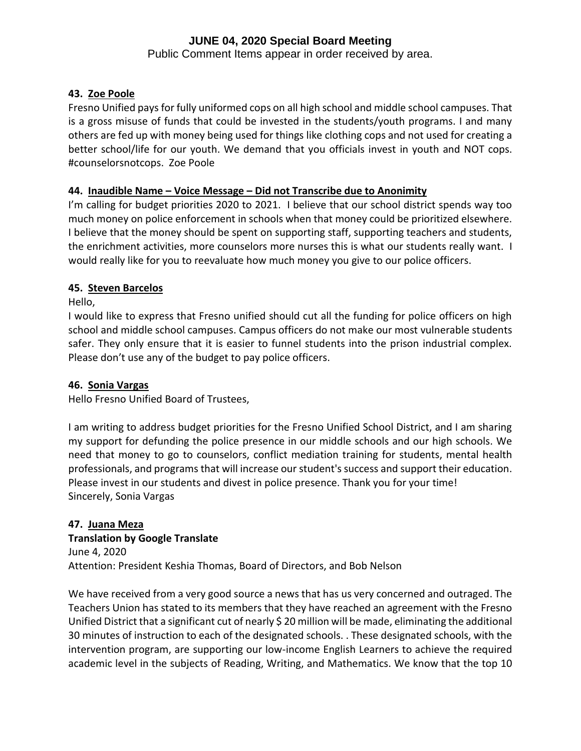**43. Zoe Poole**

Fresno Unified pays for fully uniformed cops on all high school and middle school campuses. That is a gross misuse of funds that could be invested in the students/youth programs. I and many others are fed up with money being used for things like clothing cops and not used for creating a better school/life for our youth. We demand that you officials invest in youth and NOT cops. #counselorsnotcops. Zoe Poole

**44. Inaudible Name – Voice Message – Did not Transcribe due to Anonimity**

I'm calling for budget priorities 2020 to 2021. I believe that our school district spends way too much money on police enforcement in schools when that money could be prioritized elsewhere. I believe that the money should be spent on supporting staff, supporting teachers and students, the enrichment activities, more counselors more nurses this is what our students really want. I would really like for you to reevaluate how much money you give to our police officers.

**45. Steven Barcelos**

Hello,

I would like to express that Fresno unified should cut all the funding for police officers on high school and middle school campuses. Campus officers do not make our most vulnerable students safer. They only ensure that it is easier to funnel students into the prison industrial complex. Please don't use any of the budget to pay police officers.

**46. Sonia Vargas**

Hello Fresno Unified Board of Trustees,

I am writing to address budget priorities for the Fresno Unified School District, and I am sharing my support for defunding the police presence in our middle schools and our high schools. We need that money to go to counselors, conflict mediation training for students, mental health professionals, and programs that will increase our student's success and support their education. Please invest in our students and divest in police presence. Thank you for your time!
Sincerely, Sonia Vargas

**47. Juana Meza**

**Translation by Google Translate**

June 4, 2020
Attention: President Keshia Thomas, Board of Directors, and Bob Nelson

We have received from a very good source a news that has us very concerned and outraged. The Teachers Union has stated to its members that they have reached an agreement with the Fresno Unified District that a significant cut of nearly $ 20 million will be made, eliminating the additional 30 minutes of instruction to each of the designated schools. . These designated schools, with the intervention program, are supporting our low-income English Learners to achieve the required academic level in the subjects of Reading, Writing, and Mathematics. We know that the top 10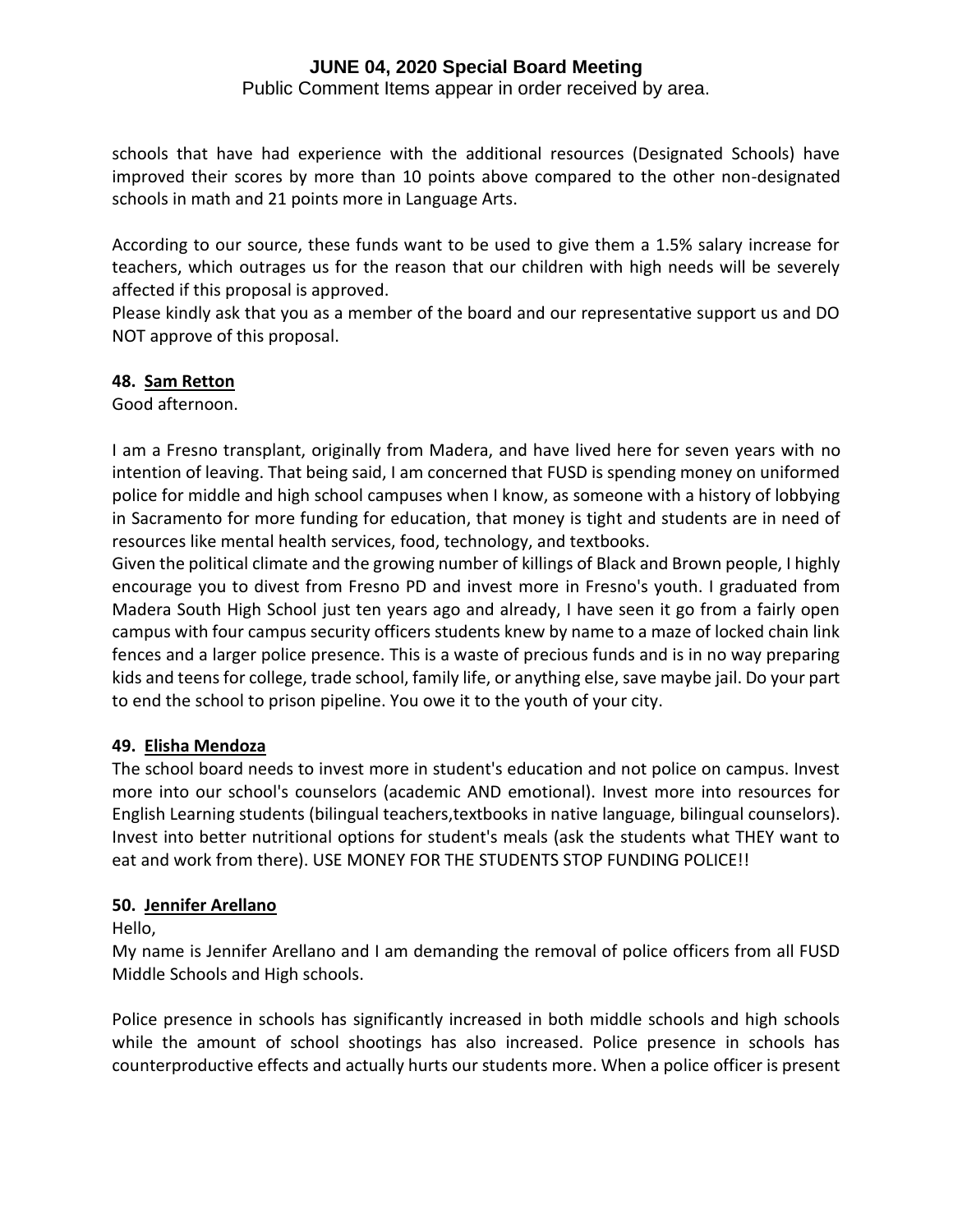schools that have had experience with the additional resources (Designated Schools) have improved their scores by more than 10 points above compared to the other non-designated schools in math and 21 points more in Language Arts.

According to our source, these funds want to be used to give them a 1.5% salary increase for teachers, which outrages us for the reason that our children with high needs will be severely affected if this proposal is approved.
Please kindly ask that you as a member of the board and our representative support us and DO NOT approve of this proposal.

**48. Sam Retton**

Good afternoon.

I am a Fresno transplant, originally from Madera, and have lived here for seven years with no intention of leaving. That being said, I am concerned that FUSD is spending money on uniformed police for middle and high school campuses when I know, as someone with a history of lobbying in Sacramento for more funding for education, that money is tight and students are in need of resources like mental health services, food, technology, and textbooks.
Given the political climate and the growing number of killings of Black and Brown people, I highly encourage you to divest from Fresno PD and invest more in Fresno's youth. I graduated from Madera South High School just ten years ago and already, I have seen it go from a fairly open campus with four campus security officers students knew by name to a maze of locked chain link fences and a larger police presence. This is a waste of precious funds and is in no way preparing kids and teens for college, trade school, family life, or anything else, save maybe jail. Do your part to end the school to prison pipeline. You owe it to the youth of your city.

**49. Elisha Mendoza**

The school board needs to invest more in student's education and not police on campus. Invest more into our school's counselors (academic AND emotional). Invest more into resources for English Learning students (bilingual teachers,textbooks in native language, bilingual counselors). Invest into better nutritional options for student's meals (ask the students what THEY want to eat and work from there). USE MONEY FOR THE STUDENTS STOP FUNDING POLICE!!

**50. Jennifer Arellano**

Hello,
My name is Jennifer Arellano and I am demanding the removal of police officers from all FUSD Middle Schools and High schools.

Police presence in schools has significantly increased in both middle schools and high schools while the amount of school shootings has also increased. Police presence in schools has counterproductive effects and actually hurts our students more. When a police officer is present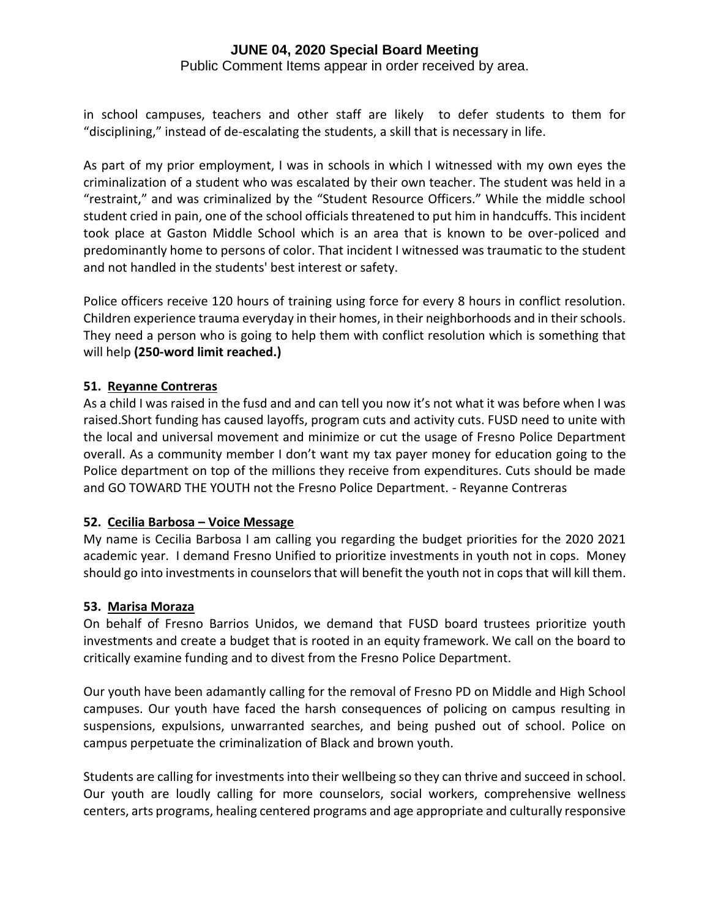in school campuses, teachers and other staff are likely to defer students to them for "disciplining," instead of de-escalating the students, a skill that is necessary in life.

As part of my prior employment, I was in schools in which I witnessed with my own eyes the criminalization of a student who was escalated by their own teacher. The student was held in a "restraint," and was criminalized by the "Student Resource Officers." While the middle school student cried in pain, one of the school officials threatened to put him in handcuffs. This incident took place at Gaston Middle School which is an area that is known to be over-policed and predominantly home to persons of color. That incident I witnessed was traumatic to the student and not handled in the students' best interest or safety.

Police officers receive 120 hours of training using force for every 8 hours in conflict resolution. Children experience trauma everyday in their homes, in their neighborhoods and in their schools. They need a person who is going to help them with conflict resolution which is something that will help **(250-word limit reached.)**

**51. Reyanne Contreras**

As a child I was raised in the fusd and and can tell you now it's not what it was before when I was raised.Short funding has caused layoffs, program cuts and activity cuts. FUSD need to unite with the local and universal movement and minimize or cut the usage of Fresno Police Department overall. As a community member I don't want my tax payer money for education going to the Police department on top of the millions they receive from expenditures. Cuts should be made and GO TOWARD THE YOUTH not the Fresno Police Department. - Reyanne Contreras

**52. Cecilia Barbosa – Voice Message**

My name is Cecilia Barbosa I am calling you regarding the budget priorities for the 2020 2021 academic year. I demand Fresno Unified to prioritize investments in youth not in cops. Money should go into investments in counselors that will benefit the youth not in cops that will kill them.

**53. Marisa Moraza**

On behalf of Fresno Barrios Unidos, we demand that FUSD board trustees prioritize youth investments and create a budget that is rooted in an equity framework. We call on the board to critically examine funding and to divest from the Fresno Police Department.

Our youth have been adamantly calling for the removal of Fresno PD on Middle and High School campuses. Our youth have faced the harsh consequences of policing on campus resulting in suspensions, expulsions, unwarranted searches, and being pushed out of school. Police on campus perpetuate the criminalization of Black and brown youth.

Students are calling for investments into their wellbeing so they can thrive and succeed in school. Our youth are loudly calling for more counselors, social workers, comprehensive wellness centers, arts programs, healing centered programs and age appropriate and culturally responsive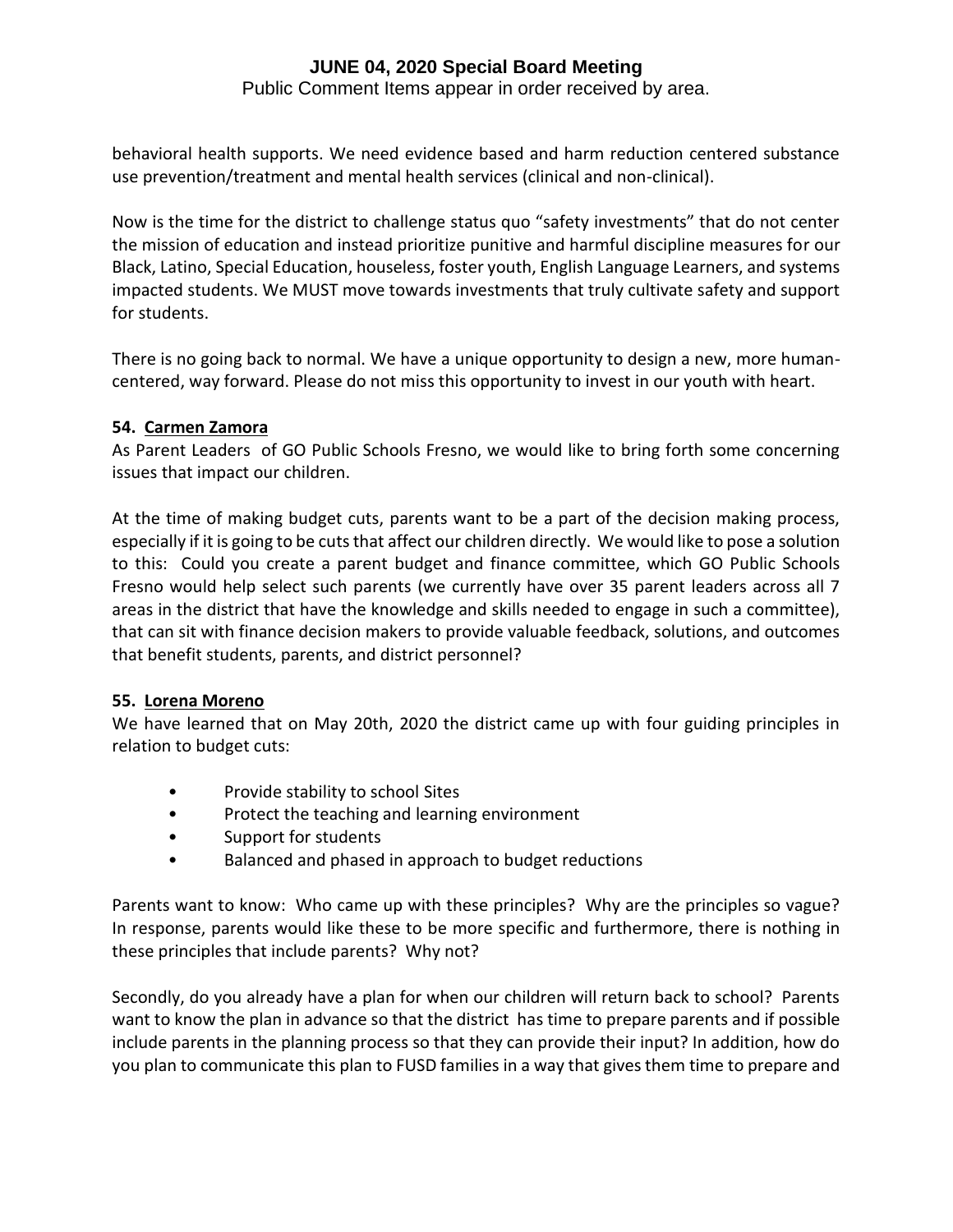behavioral health supports. We need evidence based and harm reduction centered substance use prevention/treatment and mental health services (clinical and non-clinical).

Now is the time for the district to challenge status quo "safety investments" that do not center the mission of education and instead prioritize punitive and harmful discipline measures for our Black, Latino, Special Education, houseless, foster youth, English Language Learners, and systems impacted students. We MUST move towards investments that truly cultivate safety and support for students.

There is no going back to normal. We have a unique opportunity to design a new, more human-centered, way forward. Please do not miss this opportunity to invest in our youth with heart.

**54. Carmen Zamora**

As Parent Leaders of GO Public Schools Fresno, we would like to bring forth some concerning issues that impact our children.

At the time of making budget cuts, parents want to be a part of the decision making process, especially if it is going to be cuts that affect our children directly. We would like to pose a solution to this: Could you create a parent budget and finance committee, which GO Public Schools Fresno would help select such parents (we currently have over 35 parent leaders across all 7 areas in the district that have the knowledge and skills needed to engage in such a committee), that can sit with finance decision makers to provide valuable feedback, solutions, and outcomes that benefit students, parents, and district personnel?

**55. Lorena Moreno**

We have learned that on May 20th, 2020 the district came up with four guiding principles in relation to budget cuts:

- Provide stability to school Sites
- Protect the teaching and learning environment
- Support for students
- Balanced and phased in approach to budget reductions

Parents want to know: Who came up with these principles? Why are the principles so vague? In response, parents would like these to be more specific and furthermore, there is nothing in these principles that include parents? Why not?

Secondly, do you already have a plan for when our children will return back to school? Parents want to know the plan in advance so that the district has time to prepare parents and if possible include parents in the planning process so that they can provide their input? In addition, how do you plan to communicate this plan to FUSD families in a way that gives them time to prepare and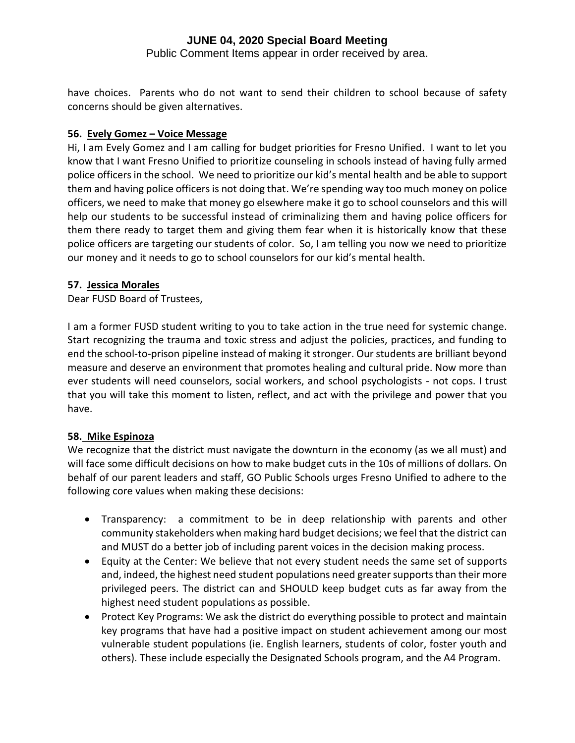have choices. Parents who do not want to send their children to school because of safety concerns should be given alternatives.

**56. Evely Gomez – Voice Message**

Hi, I am Evely Gomez and I am calling for budget priorities for Fresno Unified. I want to let you know that I want Fresno Unified to prioritize counseling in schools instead of having fully armed police officers in the school. We need to prioritize our kid's mental health and be able to support them and having police officers is not doing that. We're spending way too much money on police officers, we need to make that money go elsewhere make it go to school counselors and this will help our students to be successful instead of criminalizing them and having police officers for them there ready to target them and giving them fear when it is historically know that these police officers are targeting our students of color. So, I am telling you now we need to prioritize our money and it needs to go to school counselors for our kid's mental health.

**57. Jessica Morales**

Dear FUSD Board of Trustees,

I am a former FUSD student writing to you to take action in the true need for systemic change. Start recognizing the trauma and toxic stress and adjust the policies, practices, and funding to end the school-to-prison pipeline instead of making it stronger. Our students are brilliant beyond measure and deserve an environment that promotes healing and cultural pride. Now more than ever students will need counselors, social workers, and school psychologists - not cops. I trust that you will take this moment to listen, reflect, and act with the privilege and power that you have.

**58. Mike Espinoza**

We recognize that the district must navigate the downturn in the economy (as we all must) and will face some difficult decisions on how to make budget cuts in the 10s of millions of dollars. On behalf of our parent leaders and staff, GO Public Schools urges Fresno Unified to adhere to the following core values when making these decisions:

- Transparency: a commitment to be in deep relationship with parents and other community stakeholders when making hard budget decisions; we feel that the district can and MUST do a better job of including parent voices in the decision making process.
- Equity at the Center: We believe that not every student needs the same set of supports and, indeed, the highest need student populations need greater supports than their more privileged peers. The district can and SHOULD keep budget cuts as far away from the highest need student populations as possible.
- Protect Key Programs: We ask the district do everything possible to protect and maintain key programs that have had a positive impact on student achievement among our most vulnerable student populations (ie. English learners, students of color, foster youth and others). These include especially the Designated Schools program, and the A4 Program.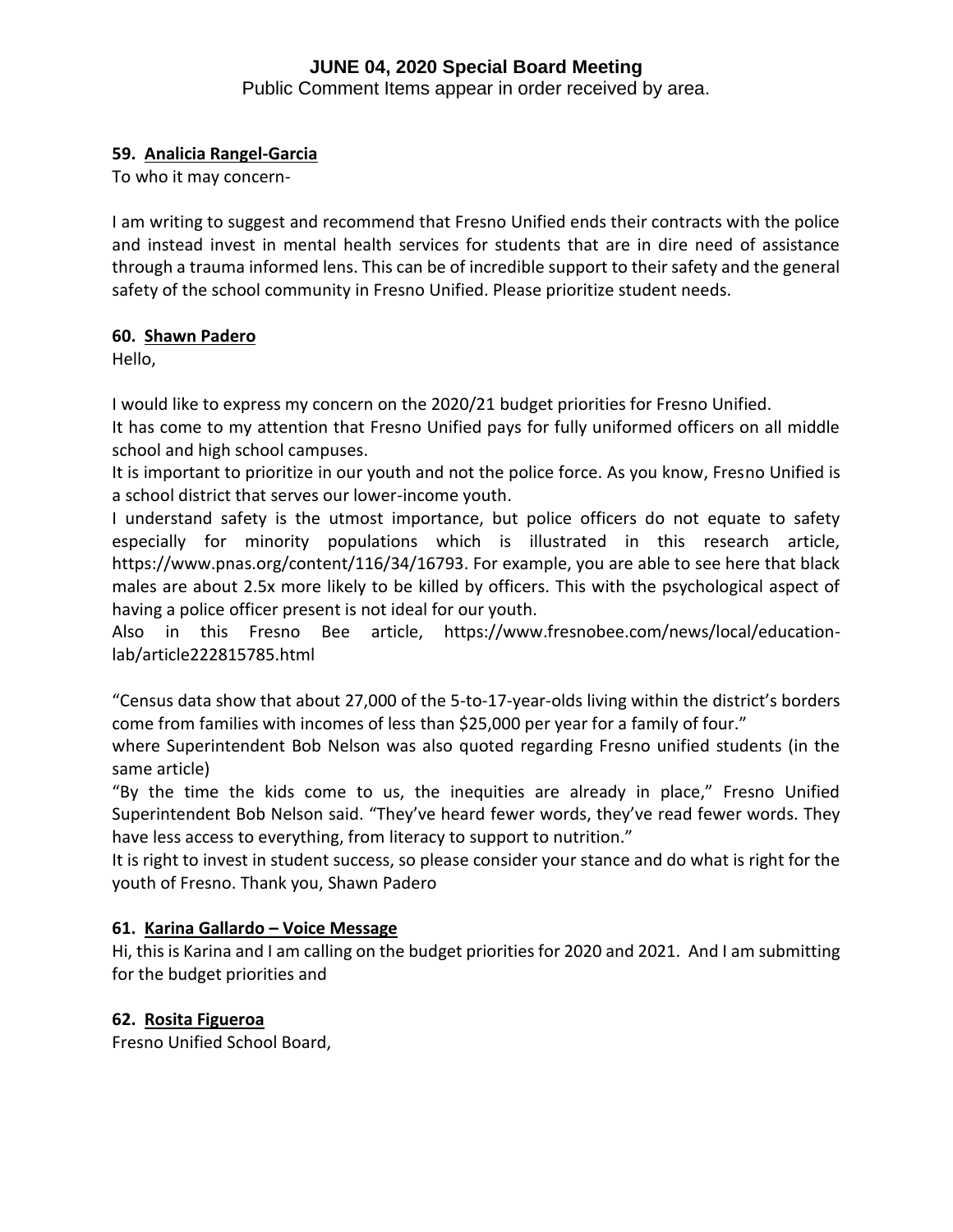# JUNE 04, 2020 Special Board Meeting

Public Comment Items appear in order received by area.

**59. Analicia Rangel-Garcia**

To who it may concern-

I am writing to suggest and recommend that Fresno Unified ends their contracts with the police and instead invest in mental health services for students that are in dire need of assistance through a trauma informed lens. This can be of incredible support to their safety and the general safety of the school community in Fresno Unified. Please prioritize student needs.

**60. Shawn Padero**

Hello,

I would like to express my concern on the 2020/21 budget priorities for Fresno Unified.

It has come to my attention that Fresno Unified pays for fully uniformed officers on all middle school and high school campuses.

It is important to prioritize in our youth and not the police force. As you know, Fresno Unified is a school district that serves our lower-income youth.

I understand safety is the utmost importance, but police officers do not equate to safety especially for minority populations which is illustrated in this research article, https://www.pnas.org/content/116/34/16793. For example, you are able to see here that black males are about 2.5x more likely to be killed by officers. This with the psychological aspect of having a police officer present is not ideal for our youth.

Also in this Fresno Bee article, https://www.fresnobee.com/news/local/education-lab/article222815785.html

"Census data show that about 27,000 of the 5-to-17-year-olds living within the district's borders come from families with incomes of less than $25,000 per year for a family of four."

where Superintendent Bob Nelson was also quoted regarding Fresno unified students (in the same article)

"By the time the kids come to us, the inequities are already in place," Fresno Unified Superintendent Bob Nelson said. "They've heard fewer words, they've read fewer words. They have less access to everything, from literacy to support to nutrition."

It is right to invest in student success, so please consider your stance and do what is right for the youth of Fresno. Thank you, Shawn Padero

**61. Karina Gallardo – Voice Message**

Hi, this is Karina and I am calling on the budget priorities for 2020 and 2021. And I am submitting for the budget priorities and

**62. Rosita Figueroa**

Fresno Unified School Board,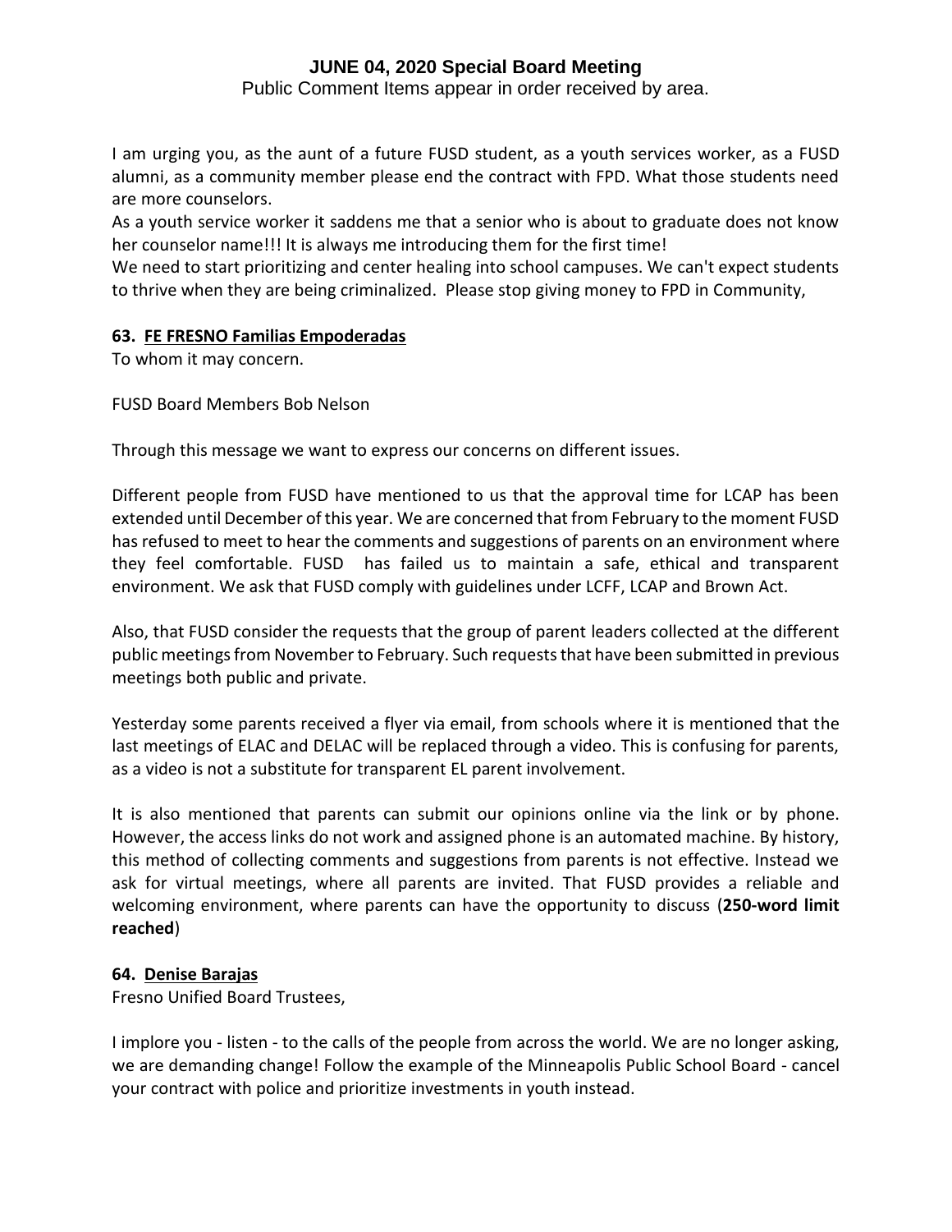I am urging you, as the aunt of a future FUSD student, as a youth services worker, as a FUSD alumni, as a community member please end the contract with FPD. What those students need are more counselors.
As a youth service worker it saddens me that a senior who is about to graduate does not know her counselor name!!! It is always me introducing them for the first time!
We need to start prioritizing and center healing into school campuses. We can't expect students to thrive when they are being criminalized. Please stop giving money to FPD in Community,

**63. FE FRESNO Familias Empoderadas**

To whom it may concern.

FUSD Board Members Bob Nelson

Through this message we want to express our concerns on different issues.

Different people from FUSD have mentioned to us that the approval time for LCAP has been extended until December of this year. We are concerned that from February to the moment FUSD has refused to meet to hear the comments and suggestions of parents on an environment where they feel comfortable. FUSD has failed us to maintain a safe, ethical and transparent environment. We ask that FUSD comply with guidelines under LCFF, LCAP and Brown Act.

Also, that FUSD consider the requests that the group of parent leaders collected at the different public meetings from November to February. Such requests that have been submitted in previous meetings both public and private.

Yesterday some parents received a flyer via email, from schools where it is mentioned that the last meetings of ELAC and DELAC will be replaced through a video. This is confusing for parents, as a video is not a substitute for transparent EL parent involvement.

It is also mentioned that parents can submit our opinions online via the link or by phone. However, the access links do not work and assigned phone is an automated machine. By history, this method of collecting comments and suggestions from parents is not effective. Instead we ask for virtual meetings, where all parents are invited. That FUSD provides a reliable and welcoming environment, where parents can have the opportunity to discuss (**250-word limit reached**)

**64. Denise Barajas**

Fresno Unified Board Trustees,

I implore you - listen - to the calls of the people from across the world. We are no longer asking, we are demanding change! Follow the example of the Minneapolis Public School Board - cancel your contract with police and prioritize investments in youth instead.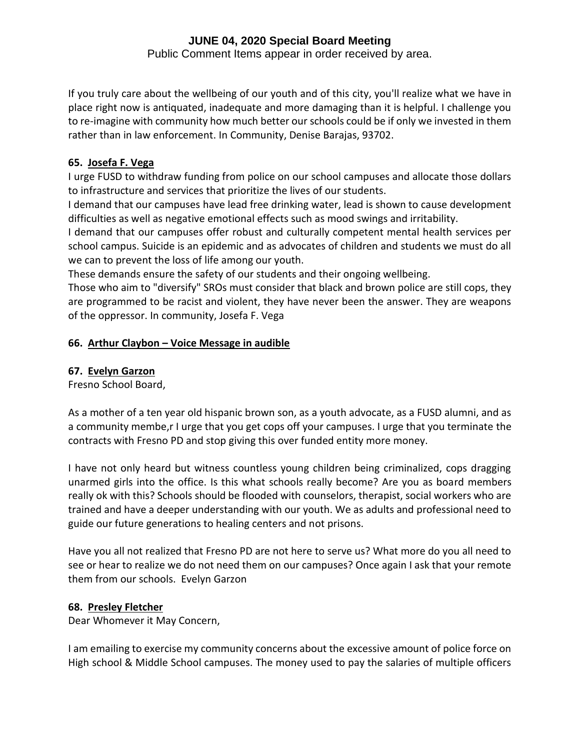If you truly care about the wellbeing of our youth and of this city, you'll realize what we have in place right now is antiquated, inadequate and more damaging than it is helpful. I challenge you to re-imagine with community how much better our schools could be if only we invested in them rather than in law enforcement. In Community, Denise Barajas, 93702.

**65. Josefa F. Vega**

I urge FUSD to withdraw funding from police on our school campuses and allocate those dollars to infrastructure and services that prioritize the lives of our students.

I demand that our campuses have lead free drinking water, lead is shown to cause development difficulties as well as negative emotional effects such as mood swings and irritability.

I demand that our campuses offer robust and culturally competent mental health services per school campus. Suicide is an epidemic and as advocates of children and students we must do all we can to prevent the loss of life among our youth.

These demands ensure the safety of our students and their ongoing wellbeing.

Those who aim to "diversify" SROs must consider that black and brown police are still cops, they are programmed to be racist and violent, they have never been the answer. They are weapons of the oppressor. In community, Josefa F. Vega

**66. Arthur Claybon – Voice Message in audible**

**67. Evelyn Garzon**

Fresno School Board,

As a mother of a ten year old hispanic brown son, as a youth advocate, as a FUSD alumni, and as a community membe,r I urge that you get cops off your campuses. I urge that you terminate the contracts with Fresno PD and stop giving this over funded entity more money.

I have not only heard but witness countless young children being criminalized, cops dragging unarmed girls into the office. Is this what schools really become? Are you as board members really ok with this? Schools should be flooded with counselors, therapist, social workers who are trained and have a deeper understanding with our youth. We as adults and professional need to guide our future generations to healing centers and not prisons.

Have you all not realized that Fresno PD are not here to serve us? What more do you all need to see or hear to realize we do not need them on our campuses? Once again I ask that your remote them from our schools. Evelyn Garzon

**68. Presley Fletcher**

Dear Whomever it May Concern,

I am emailing to exercise my community concerns about the excessive amount of police force on High school & Middle School campuses. The money used to pay the salaries of multiple officers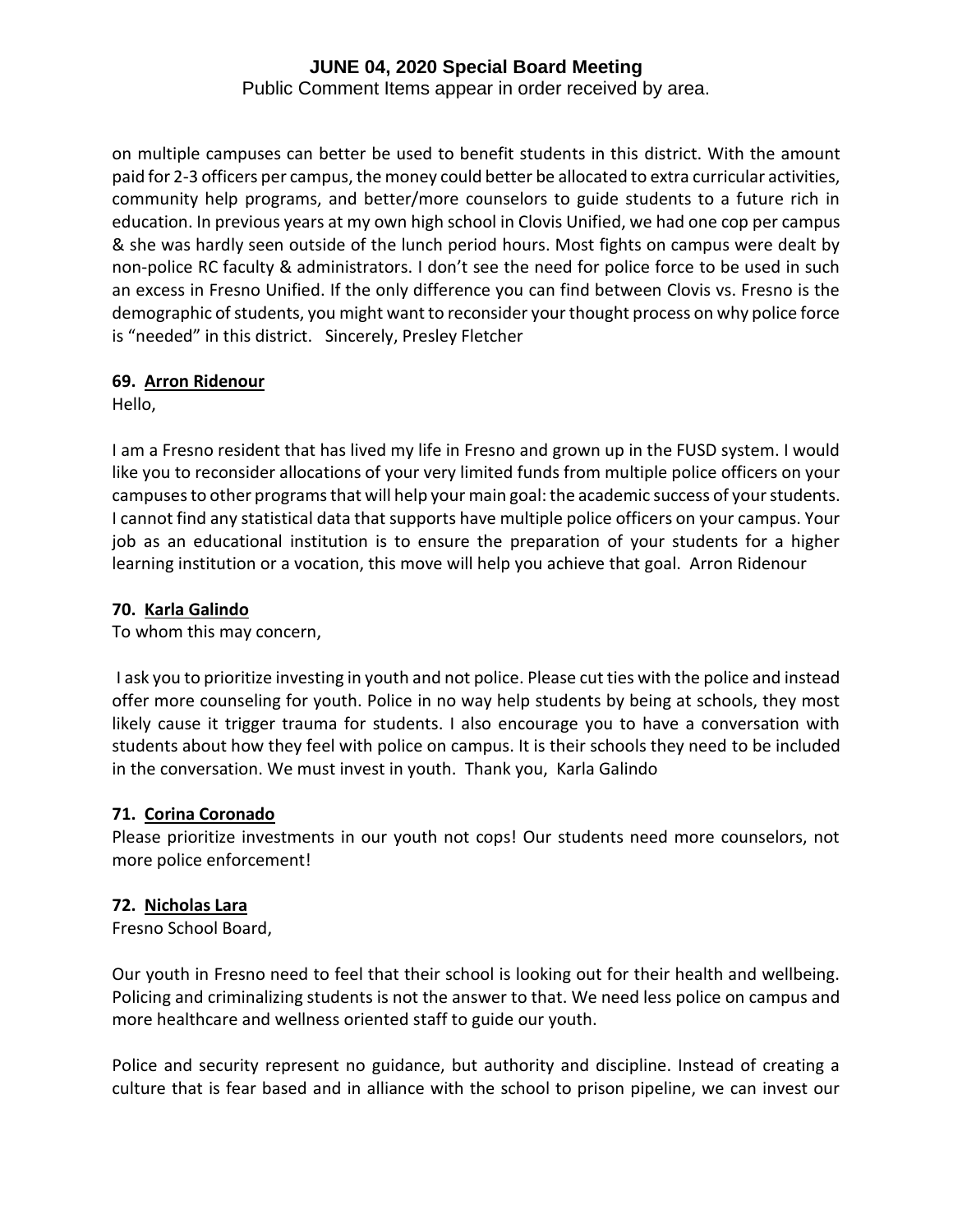on multiple campuses can better be used to benefit students in this district. With the amount paid for 2-3 officers per campus, the money could better be allocated to extra curricular activities, community help programs, and better/more counselors to guide students to a future rich in education. In previous years at my own high school in Clovis Unified, we had one cop per campus & she was hardly seen outside of the lunch period hours. Most fights on campus were dealt by non-police RC faculty & administrators. I don't see the need for police force to be used in such an excess in Fresno Unified. If the only difference you can find between Clovis vs. Fresno is the demographic of students, you might want to reconsider your thought process on why police force is "needed" in this district. Sincerely, Presley Fletcher

**69. Arron Ridenour**

Hello,

I am a Fresno resident that has lived my life in Fresno and grown up in the FUSD system. I would like you to reconsider allocations of your very limited funds from multiple police officers on your campuses to other programs that will help your main goal: the academic success of your students. I cannot find any statistical data that supports have multiple police officers on your campus. Your job as an educational institution is to ensure the preparation of your students for a higher learning institution or a vocation, this move will help you achieve that goal. Arron Ridenour

**70. Karla Galindo**

To whom this may concern,

I ask you to prioritize investing in youth and not police. Please cut ties with the police and instead offer more counseling for youth. Police in no way help students by being at schools, they most likely cause it trigger trauma for students. I also encourage you to have a conversation with students about how they feel with police on campus. It is their schools they need to be included in the conversation. We must invest in youth. Thank you, Karla Galindo

**71. Corina Coronado**

Please prioritize investments in our youth not cops! Our students need more counselors, not more police enforcement!

**72. Nicholas Lara**

Fresno School Board,

Our youth in Fresno need to feel that their school is looking out for their health and wellbeing. Policing and criminalizing students is not the answer to that. We need less police on campus and more healthcare and wellness oriented staff to guide our youth.

Police and security represent no guidance, but authority and discipline. Instead of creating a culture that is fear based and in alliance with the school to prison pipeline, we can invest our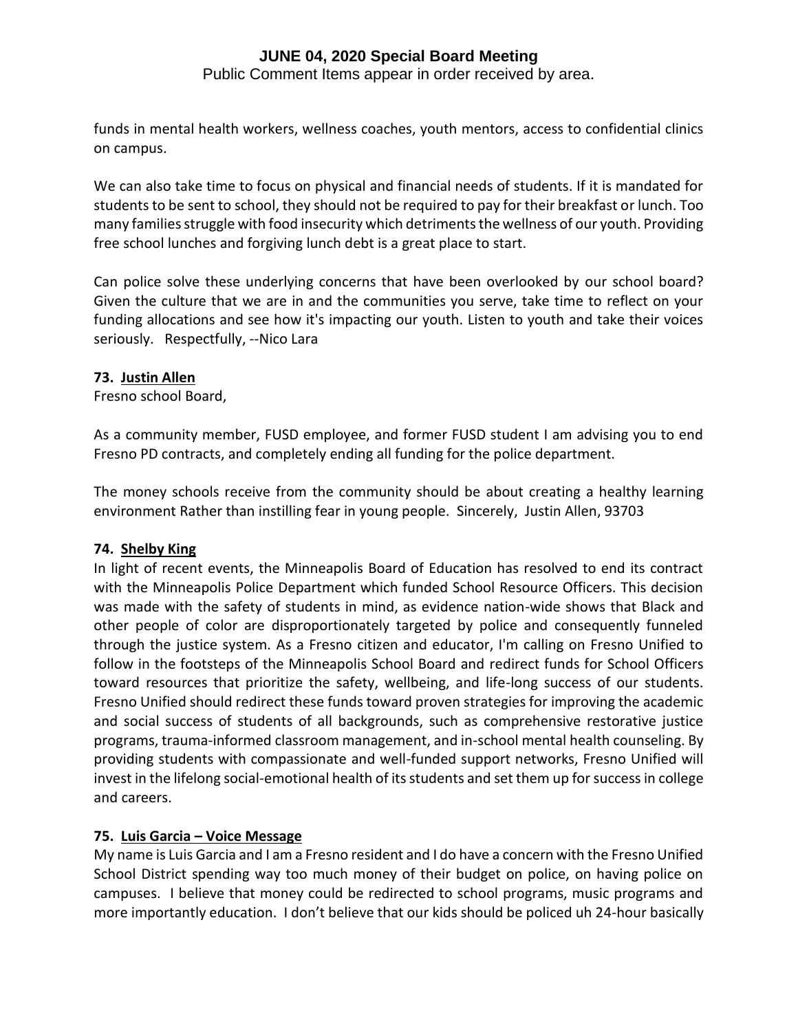funds in mental health workers, wellness coaches, youth mentors, access to confidential clinics on campus.

We can also take time to focus on physical and financial needs of students. If it is mandated for students to be sent to school, they should not be required to pay for their breakfast or lunch. Too many families struggle with food insecurity which detriments the wellness of our youth. Providing free school lunches and forgiving lunch debt is a great place to start.

Can police solve these underlying concerns that have been overlooked by our school board? Given the culture that we are in and the communities you serve, take time to reflect on your funding allocations and see how it's impacting our youth. Listen to youth and take their voices seriously. Respectfully, --Nico Lara

**73. Justin Allen**

Fresno school Board,

As a community member, FUSD employee, and former FUSD student I am advising you to end Fresno PD contracts, and completely ending all funding for the police department.

The money schools receive from the community should be about creating a healthy learning environment Rather than instilling fear in young people. Sincerely, Justin Allen, 93703

**74. Shelby King**

In light of recent events, the Minneapolis Board of Education has resolved to end its contract with the Minneapolis Police Department which funded School Resource Officers. This decision was made with the safety of students in mind, as evidence nation-wide shows that Black and other people of color are disproportionately targeted by police and consequently funneled through the justice system. As a Fresno citizen and educator, I'm calling on Fresno Unified to follow in the footsteps of the Minneapolis School Board and redirect funds for School Officers toward resources that prioritize the safety, wellbeing, and life-long success of our students. Fresno Unified should redirect these funds toward proven strategies for improving the academic and social success of students of all backgrounds, such as comprehensive restorative justice programs, trauma-informed classroom management, and in-school mental health counseling. By providing students with compassionate and well-funded support networks, Fresno Unified will invest in the lifelong social-emotional health of its students and set them up for success in college and careers.

**75. Luis Garcia – Voice Message**

My name is Luis Garcia and I am a Fresno resident and I do have a concern with the Fresno Unified School District spending way too much money of their budget on police, on having police on campuses. I believe that money could be redirected to school programs, music programs and more importantly education. I don't believe that our kids should be policed uh 24-hour basically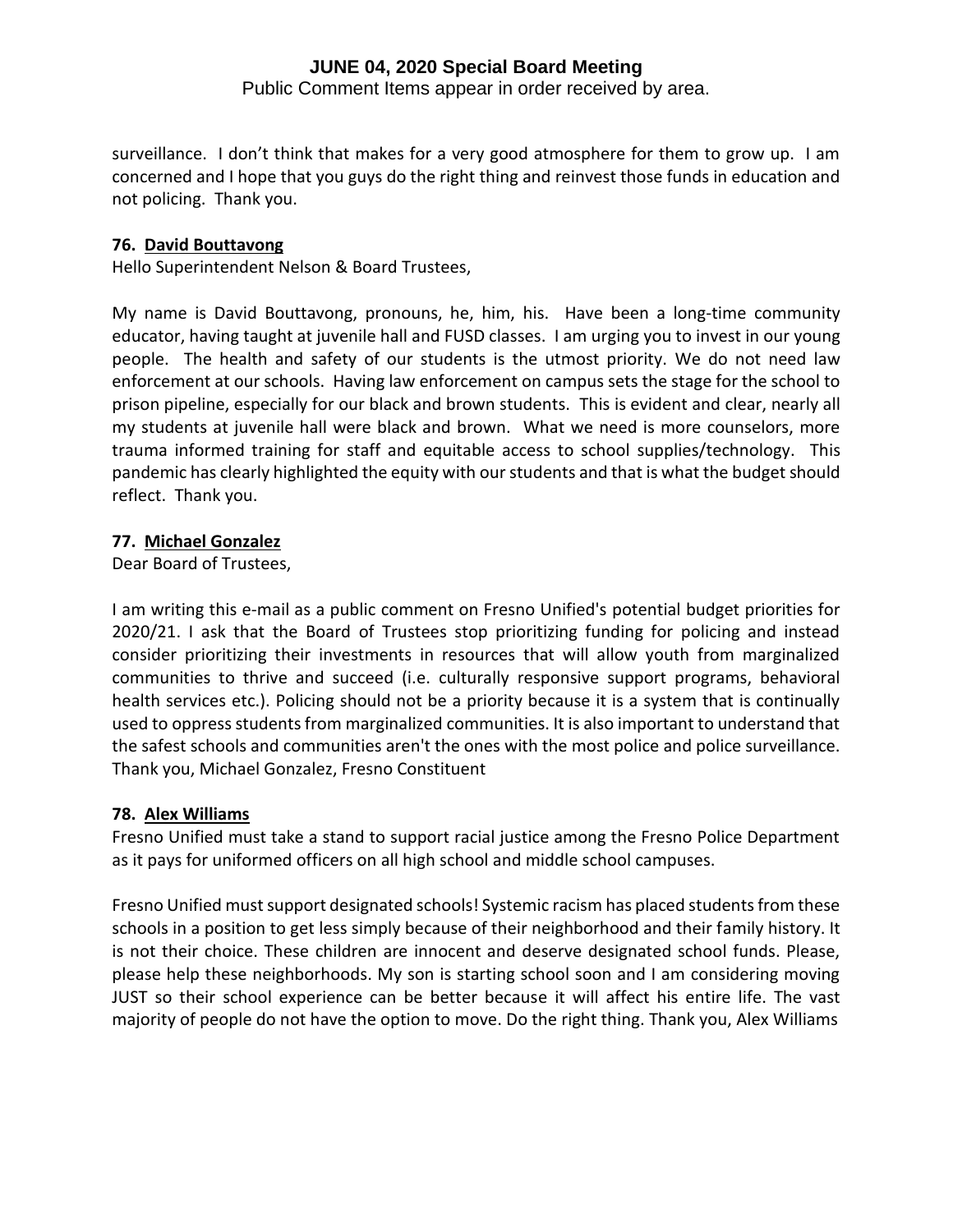surveillance. I don't think that makes for a very good atmosphere for them to grow up. I am concerned and I hope that you guys do the right thing and reinvest those funds in education and not policing. Thank you.

**76. David Bouttavong**

Hello Superintendent Nelson & Board Trustees,

My name is David Bouttavong, pronouns, he, him, his. Have been a long-time community educator, having taught at juvenile hall and FUSD classes. I am urging you to invest in our young people. The health and safety of our students is the utmost priority. We do not need law enforcement at our schools. Having law enforcement on campus sets the stage for the school to prison pipeline, especially for our black and brown students. This is evident and clear, nearly all my students at juvenile hall were black and brown. What we need is more counselors, more trauma informed training for staff and equitable access to school supplies/technology. This pandemic has clearly highlighted the equity with our students and that is what the budget should reflect. Thank you.

**77. Michael Gonzalez**

Dear Board of Trustees,

I am writing this e-mail as a public comment on Fresno Unified's potential budget priorities for 2020/21. I ask that the Board of Trustees stop prioritizing funding for policing and instead consider prioritizing their investments in resources that will allow youth from marginalized communities to thrive and succeed (i.e. culturally responsive support programs, behavioral health services etc.). Policing should not be a priority because it is a system that is continually used to oppress students from marginalized communities. It is also important to understand that the safest schools and communities aren't the ones with the most police and police surveillance. Thank you, Michael Gonzalez, Fresno Constituent

**78. Alex Williams**

Fresno Unified must take a stand to support racial justice among the Fresno Police Department as it pays for uniformed officers on all high school and middle school campuses.

Fresno Unified must support designated schools! Systemic racism has placed students from these schools in a position to get less simply because of their neighborhood and their family history. It is not their choice. These children are innocent and deserve designated school funds. Please, please help these neighborhoods. My son is starting school soon and I am considering moving JUST so their school experience can be better because it will affect his entire life. The vast majority of people do not have the option to move. Do the right thing. Thank you, Alex Williams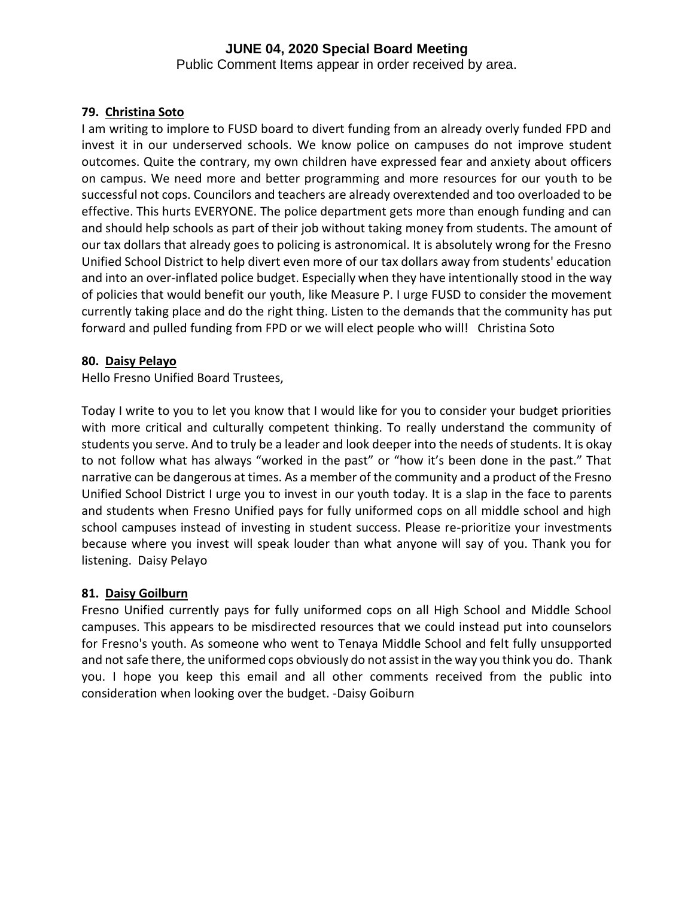# JUNE 04, 2020 Special Board Meeting

Public Comment Items appear in order received by area.

**79. Christina Soto**

I am writing to implore to FUSD board to divert funding from an already overly funded FPD and invest it in our underserved schools. We know police on campuses do not improve student outcomes. Quite the contrary, my own children have expressed fear and anxiety about officers on campus. We need more and better programming and more resources for our youth to be successful not cops. Councilors and teachers are already overextended and too overloaded to be effective. This hurts EVERYONE. The police department gets more than enough funding and can and should help schools as part of their job without taking money from students. The amount of our tax dollars that already goes to policing is astronomical. It is absolutely wrong for the Fresno Unified School District to help divert even more of our tax dollars away from students' education and into an over-inflated police budget. Especially when they have intentionally stood in the way of policies that would benefit our youth, like Measure P. I urge FUSD to consider the movement currently taking place and do the right thing. Listen to the demands that the community has put forward and pulled funding from FPD or we will elect people who will! Christina Soto

**80. Daisy Pelayo**

Hello Fresno Unified Board Trustees,

Today I write to you to let you know that I would like for you to consider your budget priorities with more critical and culturally competent thinking. To really understand the community of students you serve. And to truly be a leader and look deeper into the needs of students. It is okay to not follow what has always "worked in the past" or "how it's been done in the past." That narrative can be dangerous at times. As a member of the community and a product of the Fresno Unified School District I urge you to invest in our youth today. It is a slap in the face to parents and students when Fresno Unified pays for fully uniformed cops on all middle school and high school campuses instead of investing in student success. Please re-prioritize your investments because where you invest will speak louder than what anyone will say of you. Thank you for listening. Daisy Pelayo

**81. Daisy Goilburn**

Fresno Unified currently pays for fully uniformed cops on all High School and Middle School campuses. This appears to be misdirected resources that we could instead put into counselors for Fresno's youth. As someone who went to Tenaya Middle School and felt fully unsupported and not safe there, the uniformed cops obviously do not assist in the way you think you do. Thank you. I hope you keep this email and all other comments received from the public into consideration when looking over the budget. -Daisy Goiburn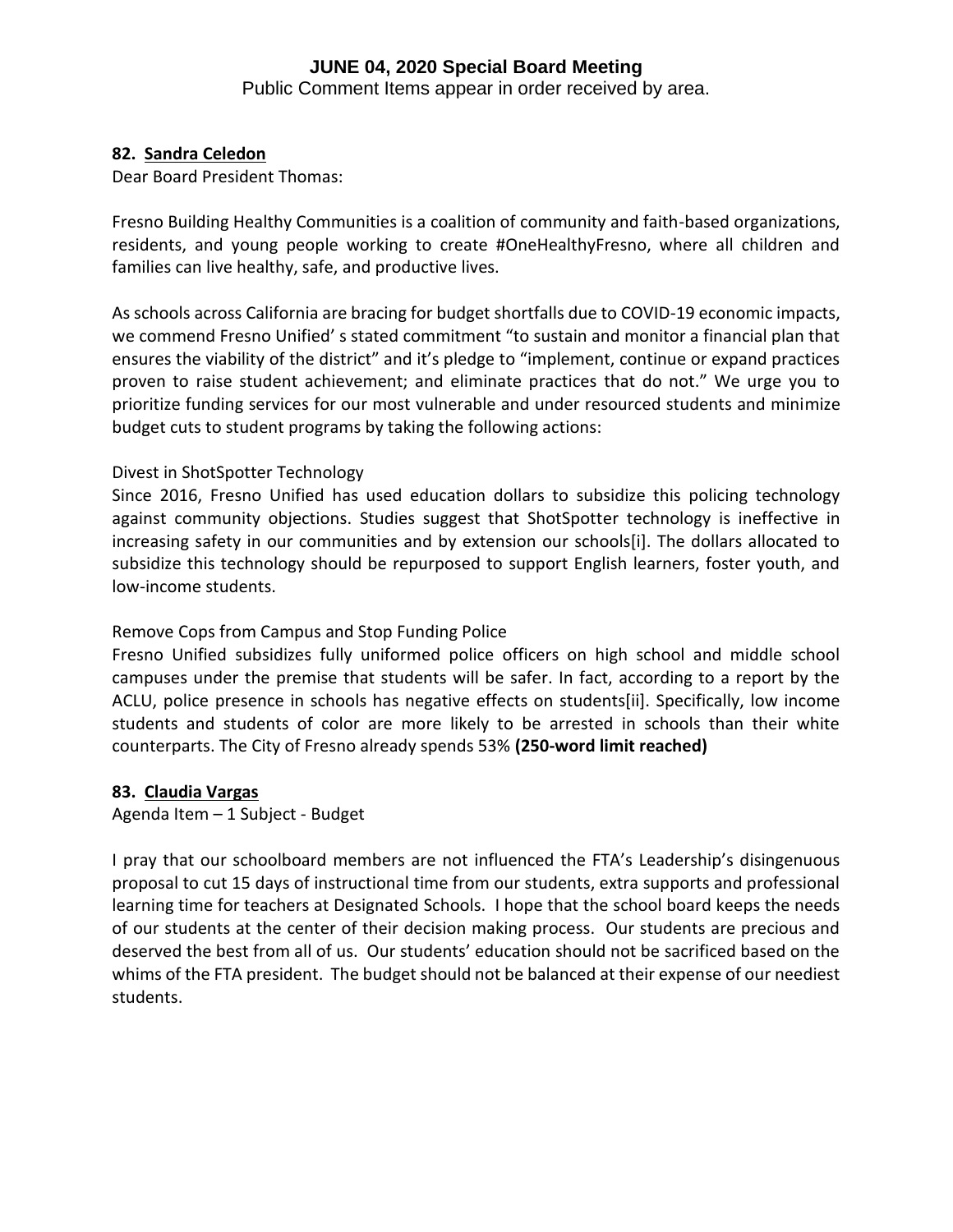**JUNE 04, 2020 Special Board Meeting**

Public Comment Items appear in order received by area.

**82. Sandra Celedon**

Dear Board President Thomas:

Fresno Building Healthy Communities is a coalition of community and faith-based organizations, residents, and young people working to create #OneHealthyFresno, where all children and families can live healthy, safe, and productive lives.

As schools across California are bracing for budget shortfalls due to COVID-19 economic impacts, we commend Fresno Unified' s stated commitment "to sustain and monitor a financial plan that ensures the viability of the district" and it's pledge to "implement, continue or expand practices proven to raise student achievement; and eliminate practices that do not." We urge you to prioritize funding services for our most vulnerable and under resourced students and minimize budget cuts to student programs by taking the following actions:

Divest in ShotSpotter Technology

Since 2016, Fresno Unified has used education dollars to subsidize this policing technology against community objections. Studies suggest that ShotSpotter technology is ineffective in increasing safety in our communities and by extension our schools[i]. The dollars allocated to subsidize this technology should be repurposed to support English learners, foster youth, and low-income students.

Remove Cops from Campus and Stop Funding Police

Fresno Unified subsidizes fully uniformed police officers on high school and middle school campuses under the premise that students will be safer. In fact, according to a report by the ACLU, police presence in schools has negative effects on students[ii]. Specifically, low income students and students of color are more likely to be arrested in schools than their white counterparts. The City of Fresno already spends 53% **(250-word limit reached)**

**83. Claudia Vargas**

Agenda Item – 1 Subject - Budget

I pray that our schoolboard members are not influenced the FTA's Leadership's disingenuous proposal to cut 15 days of instructional time from our students, extra supports and professional learning time for teachers at Designated Schools. I hope that the school board keeps the needs of our students at the center of their decision making process. Our students are precious and deserved the best from all of us. Our students' education should not be sacrificed based on the whims of the FTA president. The budget should not be balanced at their expense of our neediest students.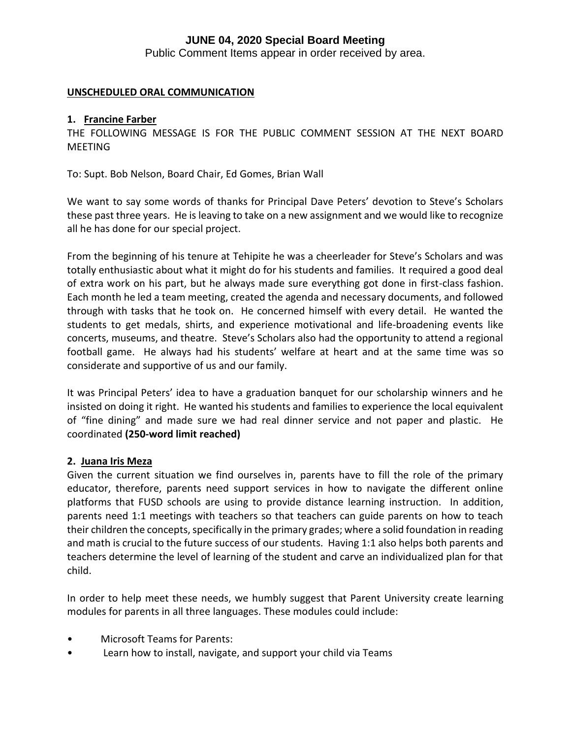# JUNE 04, 2020 Special Board Meeting

Public Comment Items appear in order received by area.

## UNSCHEDULED ORAL COMMUNICATION

### 1. Francine Farber

THE FOLLOWING MESSAGE IS FOR THE PUBLIC COMMENT SESSION AT THE NEXT BOARD MEETING

To: Supt. Bob Nelson, Board Chair, Ed Gomes, Brian Wall

We want to say some words of thanks for Principal Dave Peters' devotion to Steve's Scholars these past three years. He is leaving to take on a new assignment and we would like to recognize all he has done for our special project.

From the beginning of his tenure at Tehipite he was a cheerleader for Steve's Scholars and was totally enthusiastic about what it might do for his students and families. It required a good deal of extra work on his part, but he always made sure everything got done in first-class fashion. Each month he led a team meeting, created the agenda and necessary documents, and followed through with tasks that he took on. He concerned himself with every detail. He wanted the students to get medals, shirts, and experience motivational and life-broadening events like concerts, museums, and theatre. Steve's Scholars also had the opportunity to attend a regional football game. He always had his students' welfare at heart and at the same time was so considerate and supportive of us and our family.

It was Principal Peters' idea to have a graduation banquet for our scholarship winners and he insisted on doing it right. He wanted his students and families to experience the local equivalent of "fine dining" and made sure we had real dinner service and not paper and plastic. He coordinated **(250-word limit reached)**

### 2. Juana Iris Meza

Given the current situation we find ourselves in, parents have to fill the role of the primary educator, therefore, parents need support services in how to navigate the different online platforms that FUSD schools are using to provide distance learning instruction. In addition, parents need 1:1 meetings with teachers so that teachers can guide parents on how to teach their children the concepts, specifically in the primary grades; where a solid foundation in reading and math is crucial to the future success of our students. Having 1:1 also helps both parents and teachers determine the level of learning of the student and carve an individualized plan for that child.

In order to help meet these needs, we humbly suggest that Parent University create learning modules for parents in all three languages. These modules could include:

- Microsoft Teams for Parents:
- Learn how to install, navigate, and support your child via Teams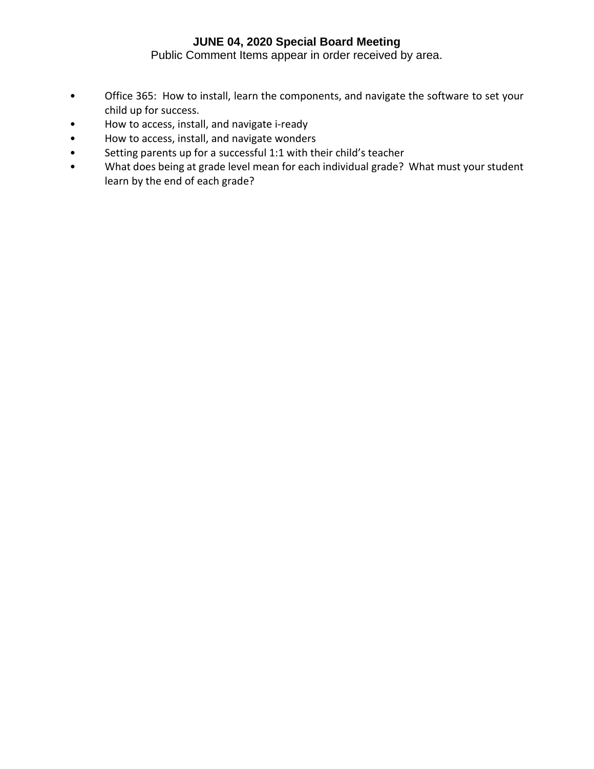**JUNE 04, 2020 Special Board Meeting**

Public Comment Items appear in order received by area.

- Office 365: How to install, learn the components, and navigate the software to set your child up for success.
- How to access, install, and navigate i-ready
- How to access, install, and navigate wonders
- Setting parents up for a successful 1:1 with their child's teacher
- What does being at grade level mean for each individual grade? What must your student learn by the end of each grade?